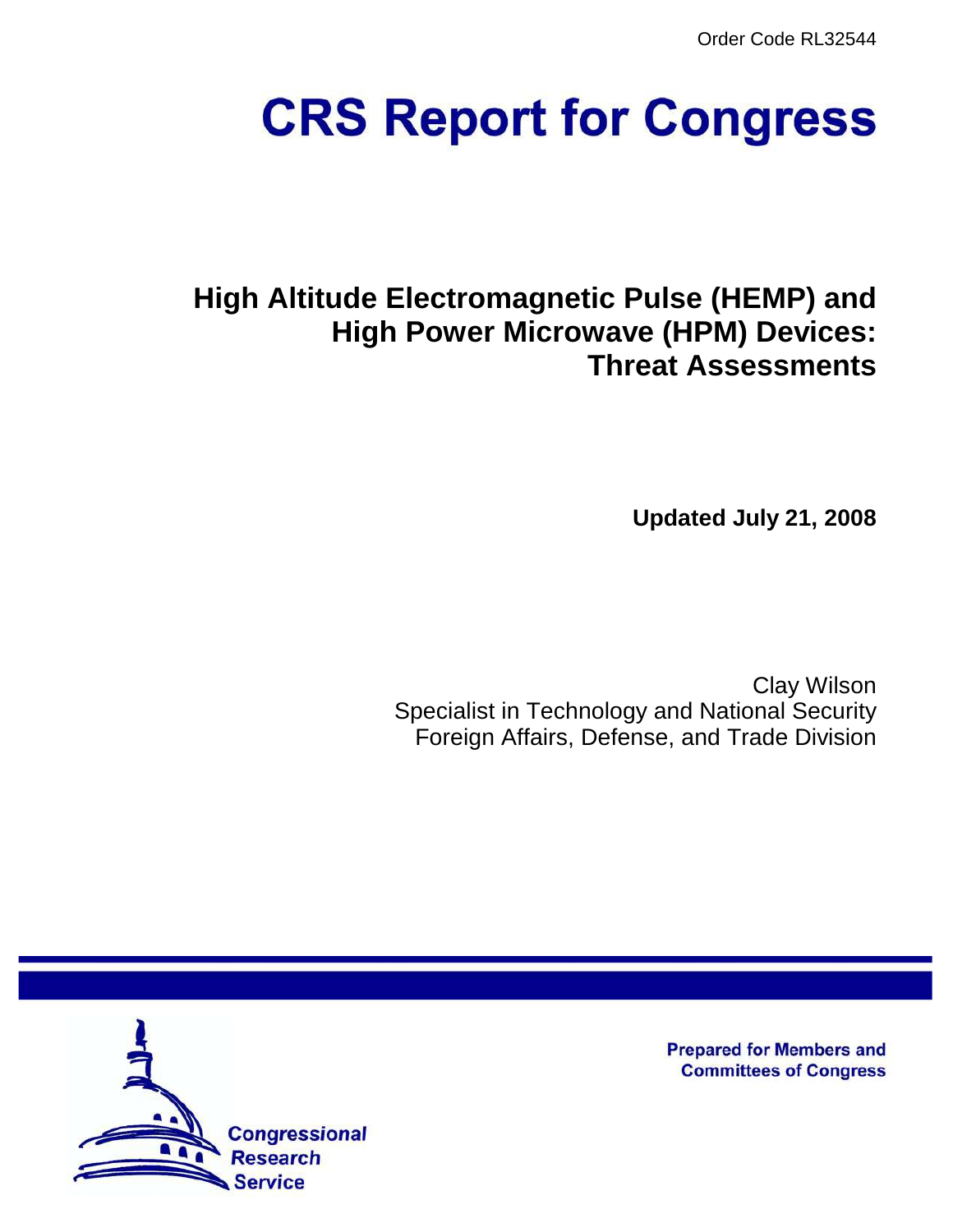Order Code RL32544

# CRS Report for Congress

## High Altitude Electromagnetic Pulse (HEMP) and High Power Microwave (HPM) Devices: Threat Assessments

**Updated July 21, 2008**

Clay Wilson
Specialist in Technology and National Security
Foreign Affairs, Defense, and Trade Division

Prepared for Members and Committees of Congress

Congressional Research Service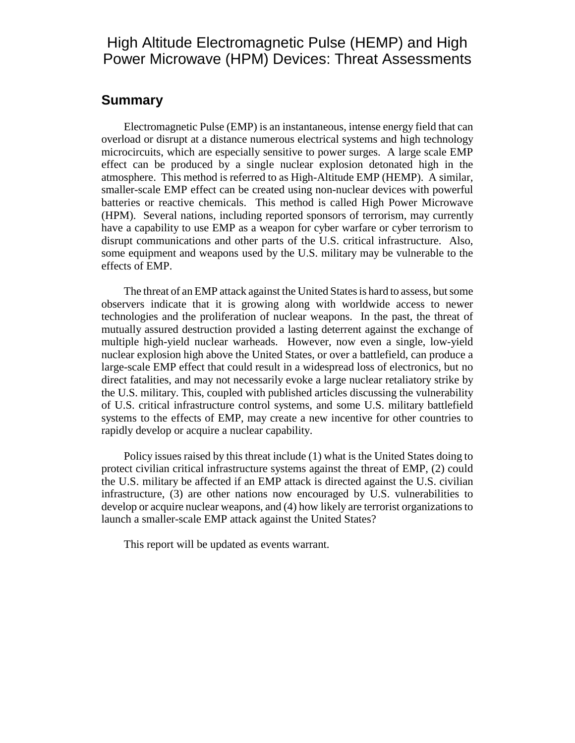# High Altitude Electromagnetic Pulse (HEMP) and High Power Microwave (HPM) Devices: Threat Assessments

## Summary

Electromagnetic Pulse (EMP) is an instantaneous, intense energy field that can overload or disrupt at a distance numerous electrical systems and high technology microcircuits, which are especially sensitive to power surges. A large scale EMP effect can be produced by a single nuclear explosion detonated high in the atmosphere. This method is referred to as High-Altitude EMP (HEMP). A similar, smaller-scale EMP effect can be created using non-nuclear devices with powerful batteries or reactive chemicals. This method is called High Power Microwave (HPM). Several nations, including reported sponsors of terrorism, may currently have a capability to use EMP as a weapon for cyber warfare or cyber terrorism to disrupt communications and other parts of the U.S. critical infrastructure. Also, some equipment and weapons used by the U.S. military may be vulnerable to the effects of EMP.

The threat of an EMP attack against the United States is hard to assess, but some observers indicate that it is growing along with worldwide access to newer technologies and the proliferation of nuclear weapons. In the past, the threat of mutually assured destruction provided a lasting deterrent against the exchange of multiple high-yield nuclear warheads. However, now even a single, low-yield nuclear explosion high above the United States, or over a battlefield, can produce a large-scale EMP effect that could result in a widespread loss of electronics, but no direct fatalities, and may not necessarily evoke a large nuclear retaliatory strike by the U.S. military. This, coupled with published articles discussing the vulnerability of U.S. critical infrastructure control systems, and some U.S. military battlefield systems to the effects of EMP, may create a new incentive for other countries to rapidly develop or acquire a nuclear capability.

Policy issues raised by this threat include (1) what is the United States doing to protect civilian critical infrastructure systems against the threat of EMP, (2) could the U.S. military be affected if an EMP attack is directed against the U.S. civilian infrastructure, (3) are other nations now encouraged by U.S. vulnerabilities to develop or acquire nuclear weapons, and (4) how likely are terrorist organizations to launch a smaller-scale EMP attack against the United States?

This report will be updated as events warrant.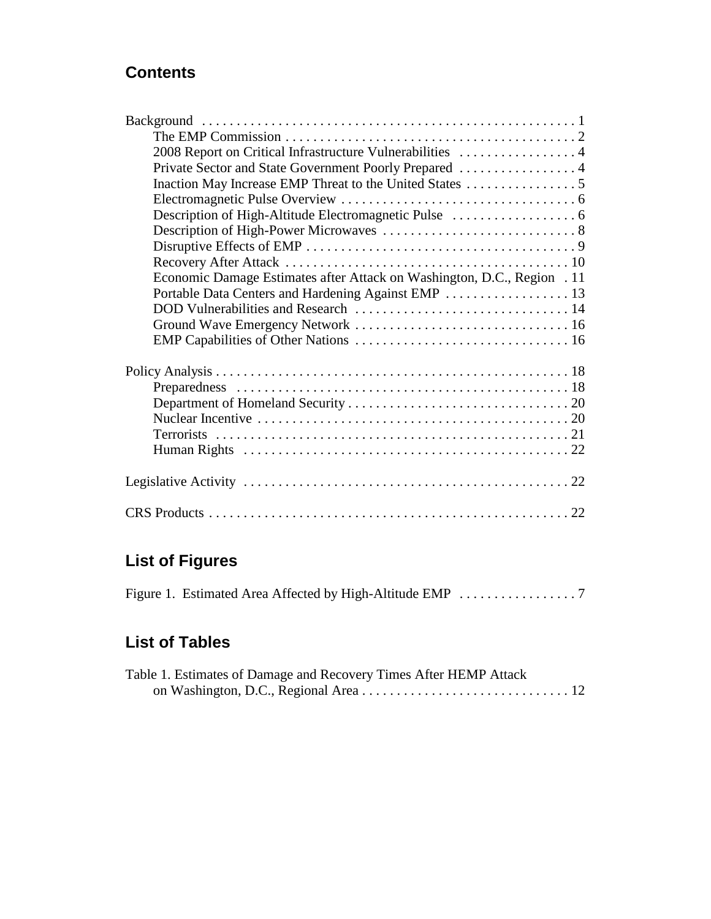## Contents

Background . . . . . . . . . . . . . . . . . . . . . . . . . . . . . . . . . . . . . . . . . . . . . . . . . . . . . 1
- The EMP Commission . . . . . . . . . . . . . . . . . . . . . . . . . . . . . . . . . . . . . . . . . . 2
- 2008 Report on Critical Infrastructure Vulnerabilities . . . . . . . . . . . . . . . . . 4
- Private Sector and State Government Poorly Prepared . . . . . . . . . . . . . . . . . 4
- Inaction May Increase EMP Threat to the United States . . . . . . . . . . . . . . . . 5
- Electromagnetic Pulse Overview . . . . . . . . . . . . . . . . . . . . . . . . . . . . . . . . . . 6
- Description of High-Altitude Electromagnetic Pulse . . . . . . . . . . . . . . . . . . 6
- Description of High-Power Microwaves . . . . . . . . . . . . . . . . . . . . . . . . . . . . 8
- Disruptive Effects of EMP . . . . . . . . . . . . . . . . . . . . . . . . . . . . . . . . . . . . . . . 9
- Recovery After Attack . . . . . . . . . . . . . . . . . . . . . . . . . . . . . . . . . . . . . . . . . 10
- Economic Damage Estimates after Attack on Washington, D.C., Region . 11
- Portable Data Centers and Hardening Against EMP . . . . . . . . . . . . . . . . . . 13
- DOD Vulnerabilities and Research . . . . . . . . . . . . . . . . . . . . . . . . . . . . . . . 14
- Ground Wave Emergency Network . . . . . . . . . . . . . . . . . . . . . . . . . . . . . . . 16
- EMP Capabilities of Other Nations . . . . . . . . . . . . . . . . . . . . . . . . . . . . . . . 16

Policy Analysis . . . . . . . . . . . . . . . . . . . . . . . . . . . . . . . . . . . . . . . . . . . . . . . . . . . 18
- Preparedness . . . . . . . . . . . . . . . . . . . . . . . . . . . . . . . . . . . . . . . . . . . . . . . . 18
- Department of Homeland Security . . . . . . . . . . . . . . . . . . . . . . . . . . . . . . . . 20
- Nuclear Incentive . . . . . . . . . . . . . . . . . . . . . . . . . . . . . . . . . . . . . . . . . . . . . 20
- Terrorists . . . . . . . . . . . . . . . . . . . . . . . . . . . . . . . . . . . . . . . . . . . . . . . . . . . 21
- Human Rights . . . . . . . . . . . . . . . . . . . . . . . . . . . . . . . . . . . . . . . . . . . . . . . 22

Legislative Activity . . . . . . . . . . . . . . . . . . . . . . . . . . . . . . . . . . . . . . . . . . . . . . . 22

CRS Products . . . . . . . . . . . . . . . . . . . . . . . . . . . . . . . . . . . . . . . . . . . . . . . . . . . . 22

## List of Figures

Figure 1. Estimated Area Affected by High-Altitude EMP . . . . . . . . . . . . . . . . . 7

## List of Tables

Table 1. Estimates of Damage and Recovery Times After HEMP Attack on Washington, D.C., Regional Area . . . . . . . . . . . . . . . . . . . . . . . . . . . . . . 12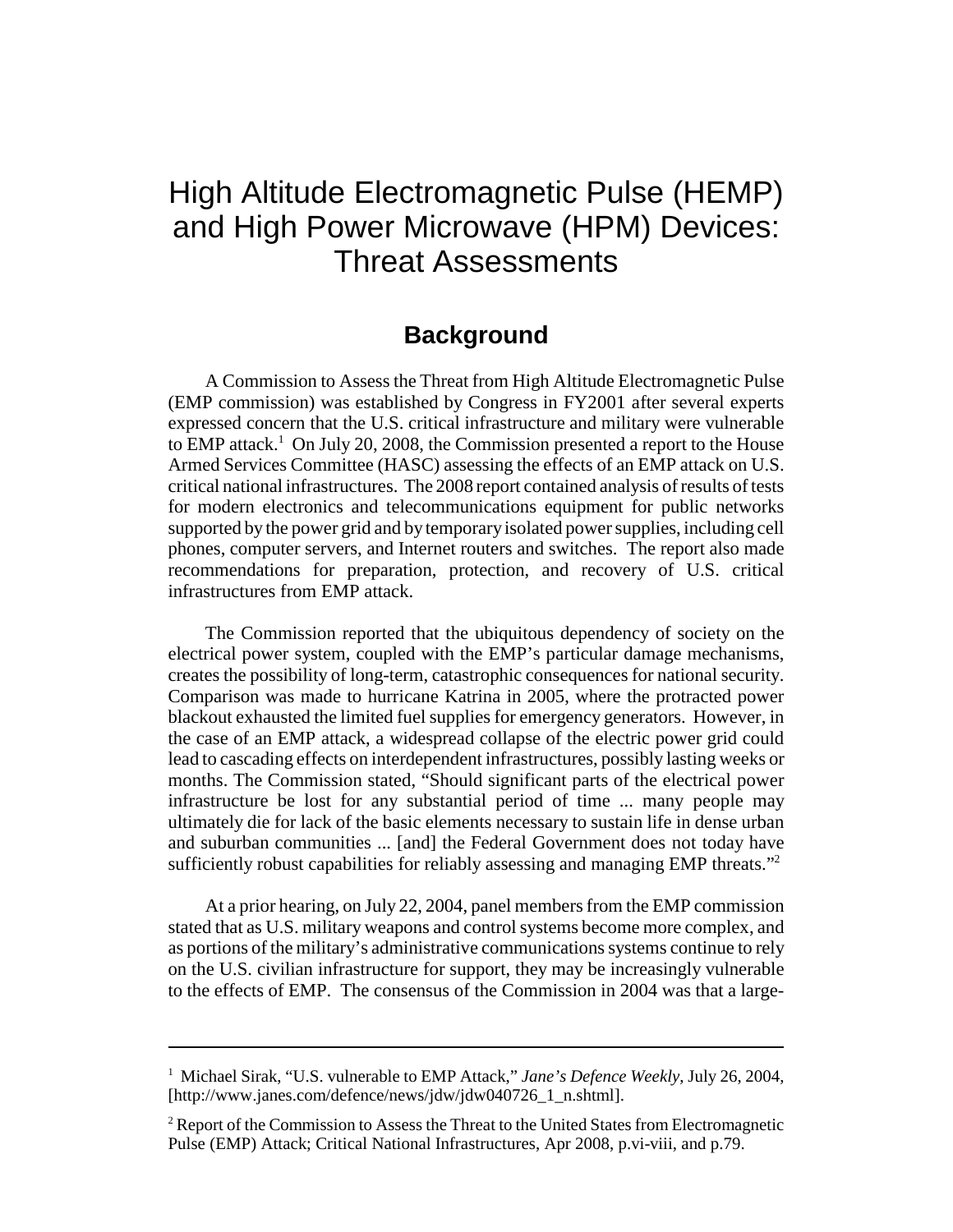# High Altitude Electromagnetic Pulse (HEMP) and High Power Microwave (HPM) Devices: Threat Assessments

## Background

A Commission to Assess the Threat from High Altitude Electromagnetic Pulse (EMP commission) was established by Congress in FY2001 after several experts expressed concern that the U.S. critical infrastructure and military were vulnerable to EMP attack.[1] On July 20, 2008, the Commission presented a report to the House Armed Services Committee (HASC) assessing the effects of an EMP attack on U.S. critical national infrastructures. The 2008 report contained analysis of results of tests for modern electronics and telecommunications equipment for public networks supported by the power grid and by temporary isolated power supplies, including cell phones, computer servers, and Internet routers and switches. The report also made recommendations for preparation, protection, and recovery of U.S. critical infrastructures from EMP attack.

The Commission reported that the ubiquitous dependency of society on the electrical power system, coupled with the EMP's particular damage mechanisms, creates the possibility of long-term, catastrophic consequences for national security. Comparison was made to hurricane Katrina in 2005, where the protracted power blackout exhausted the limited fuel supplies for emergency generators. However, in the case of an EMP attack, a widespread collapse of the electric power grid could lead to cascading effects on interdependent infrastructures, possibly lasting weeks or months. The Commission stated, "Should significant parts of the electrical power infrastructure be lost for any substantial period of time ... many people may ultimately die for lack of the basic elements necessary to sustain life in dense urban and suburban communities ... [and] the Federal Government does not today have sufficiently robust capabilities for reliably assessing and managing EMP threats."[2]

At a prior hearing, on July 22, 2004, panel members from the EMP commission stated that as U.S. military weapons and control systems become more complex, and as portions of the military's administrative communications systems continue to rely on the U.S. civilian infrastructure for support, they may be increasingly vulnerable to the effects of EMP. The consensus of the Commission in 2004 was that a large-

---

[1] Michael Sirak, "U.S. vulnerable to EMP Attack," *Jane's Defence Weekly*, July 26, 2004, [http://www.janes.com/defence/news/jdw/jdw040726_1_n.shtml].

[2] Report of the Commission to Assess the Threat to the United States from Electromagnetic Pulse (EMP) Attack; Critical National Infrastructures, Apr 2008, p.vi-viii, and p.79.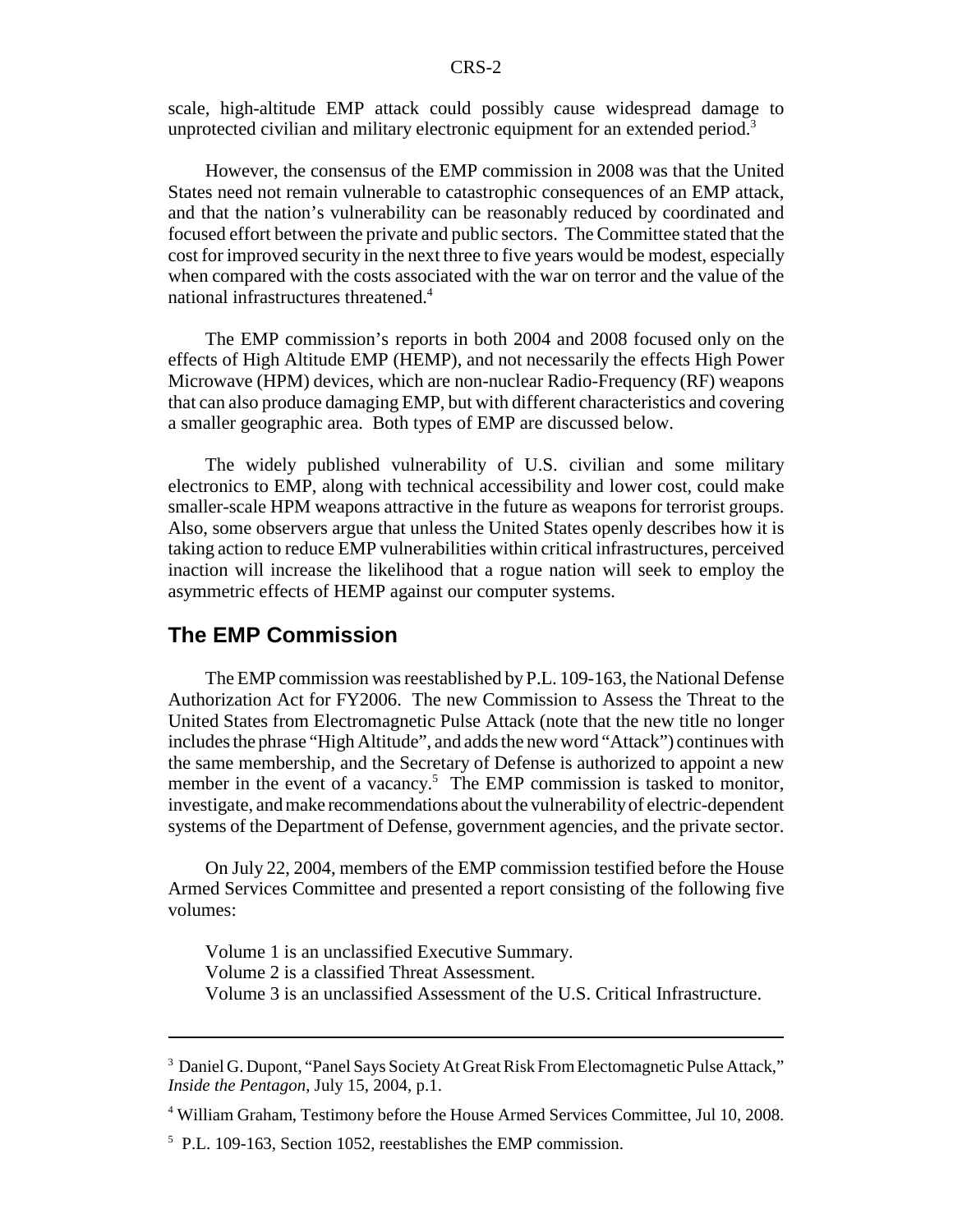scale, high-altitude EMP attack could possibly cause widespread damage to unprotected civilian and military electronic equipment for an extended period.[3]

However, the consensus of the EMP commission in 2008 was that the United States need not remain vulnerable to catastrophic consequences of an EMP attack, and that the nation's vulnerability can be reasonably reduced by coordinated and focused effort between the private and public sectors. The Committee stated that the cost for improved security in the next three to five years would be modest, especially when compared with the costs associated with the war on terror and the value of the national infrastructures threatened.[4]

The EMP commission's reports in both 2004 and 2008 focused only on the effects of High Altitude EMP (HEMP), and not necessarily the effects High Power Microwave (HPM) devices, which are non-nuclear Radio-Frequency (RF) weapons that can also produce damaging EMP, but with different characteristics and covering a smaller geographic area. Both types of EMP are discussed below.

The widely published vulnerability of U.S. civilian and some military electronics to EMP, along with technical accessibility and lower cost, could make smaller-scale HPM weapons attractive in the future as weapons for terrorist groups. Also, some observers argue that unless the United States openly describes how it is taking action to reduce EMP vulnerabilities within critical infrastructures, perceived inaction will increase the likelihood that a rogue nation will seek to employ the asymmetric effects of HEMP against our computer systems.

## The EMP Commission

The EMP commission was reestablished by P.L. 109-163, the National Defense Authorization Act for FY2006. The new Commission to Assess the Threat to the United States from Electromagnetic Pulse Attack (note that the new title no longer includes the phrase "High Altitude", and adds the new word "Attack") continues with the same membership, and the Secretary of Defense is authorized to appoint a new member in the event of a vacancy.[5] The EMP commission is tasked to monitor, investigate, and make recommendations about the vulnerability of electric-dependent systems of the Department of Defense, government agencies, and the private sector.

On July 22, 2004, members of the EMP commission testified before the House Armed Services Committee and presented a report consisting of the following five volumes:

Volume 1 is an unclassified Executive Summary.
Volume 2 is a classified Threat Assessment.
Volume 3 is an unclassified Assessment of the U.S. Critical Infrastructure.

---

[3] Daniel G. Dupont, "Panel Says Society At Great Risk From Electomagnetic Pulse Attack," *Inside the Pentagon*, July 15, 2004, p.1.

[4] William Graham, Testimony before the House Armed Services Committee, Jul 10, 2008.

[5] P.L. 109-163, Section 1052, reestablishes the EMP commission.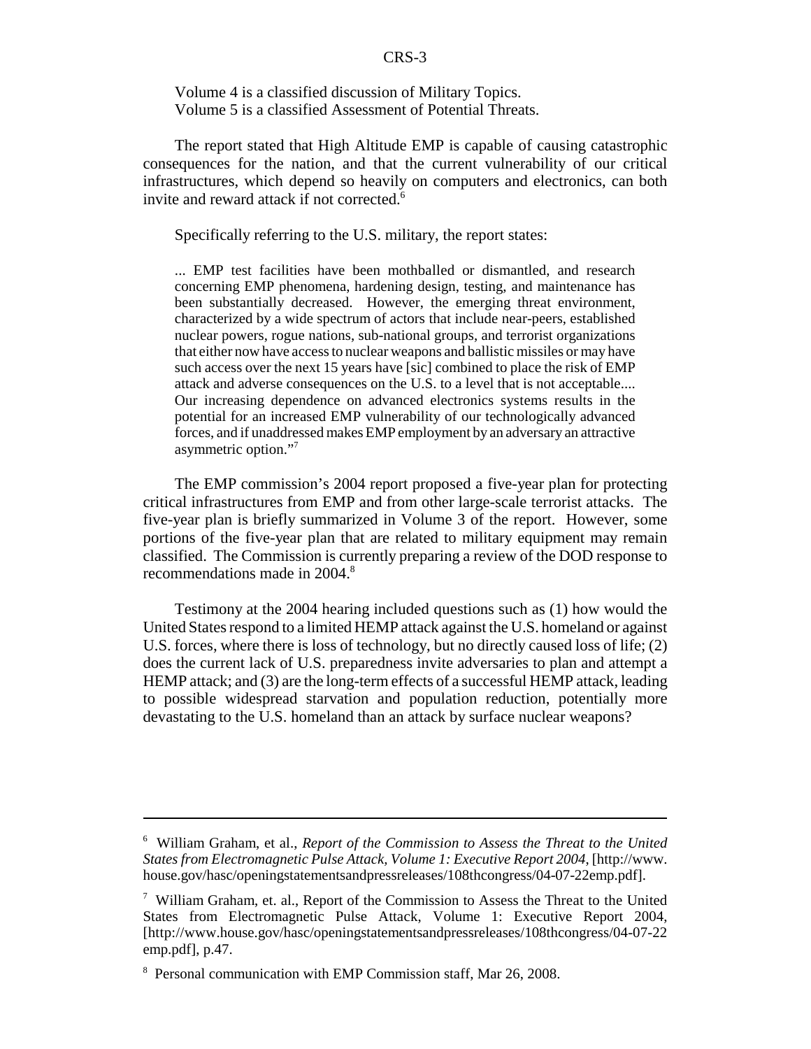Volume 4 is a classified discussion of Military Topics.
Volume 5 is a classified Assessment of Potential Threats.

The report stated that High Altitude EMP is capable of causing catastrophic consequences for the nation, and that the current vulnerability of our critical infrastructures, which depend so heavily on computers and electronics, can both invite and reward attack if not corrected.[6]

Specifically referring to the U.S. military, the report states:

> ... EMP test facilities have been mothballed or dismantled, and research concerning EMP phenomena, hardening design, testing, and maintenance has been substantially decreased. However, the emerging threat environment, characterized by a wide spectrum of actors that include near-peers, established nuclear powers, rogue nations, sub-national groups, and terrorist organizations that either now have access to nuclear weapons and ballistic missiles or may have such access over the next 15 years have [sic] combined to place the risk of EMP attack and adverse consequences on the U.S. to a level that is not acceptable.... Our increasing dependence on advanced electronics systems results in the potential for an increased EMP vulnerability of our technologically advanced forces, and if unaddressed makes EMP employment by an adversary an attractive asymmetric option."[7]

The EMP commission's 2004 report proposed a five-year plan for protecting critical infrastructures from EMP and from other large-scale terrorist attacks. The five-year plan is briefly summarized in Volume 3 of the report. However, some portions of the five-year plan that are related to military equipment may remain classified. The Commission is currently preparing a review of the DOD response to recommendations made in 2004.[8]

Testimony at the 2004 hearing included questions such as (1) how would the United States respond to a limited HEMP attack against the U.S. homeland or against U.S. forces, where there is loss of technology, but no directly caused loss of life; (2) does the current lack of U.S. preparedness invite adversaries to plan and attempt a HEMP attack; and (3) are the long-term effects of a successful HEMP attack, leading to possible widespread starvation and population reduction, potentially more devastating to the U.S. homeland than an attack by surface nuclear weapons?

---

[6] William Graham, et al., *Report of the Commission to Assess the Threat to the United States from Electromagnetic Pulse Attack, Volume 1: Executive Report 2004*, [http://www.house.gov/hasc/openingstatementsandpressreleases/108thcongress/04-07-22emp.pdf].

[7] William Graham, et. al., Report of the Commission to Assess the Threat to the United States from Electromagnetic Pulse Attack, Volume 1: Executive Report 2004, [http://www.house.gov/hasc/openingstatementsandpressreleases/108thcongress/04-07-22emp.pdf], p.47.

[8] Personal communication with EMP Commission staff, Mar 26, 2008.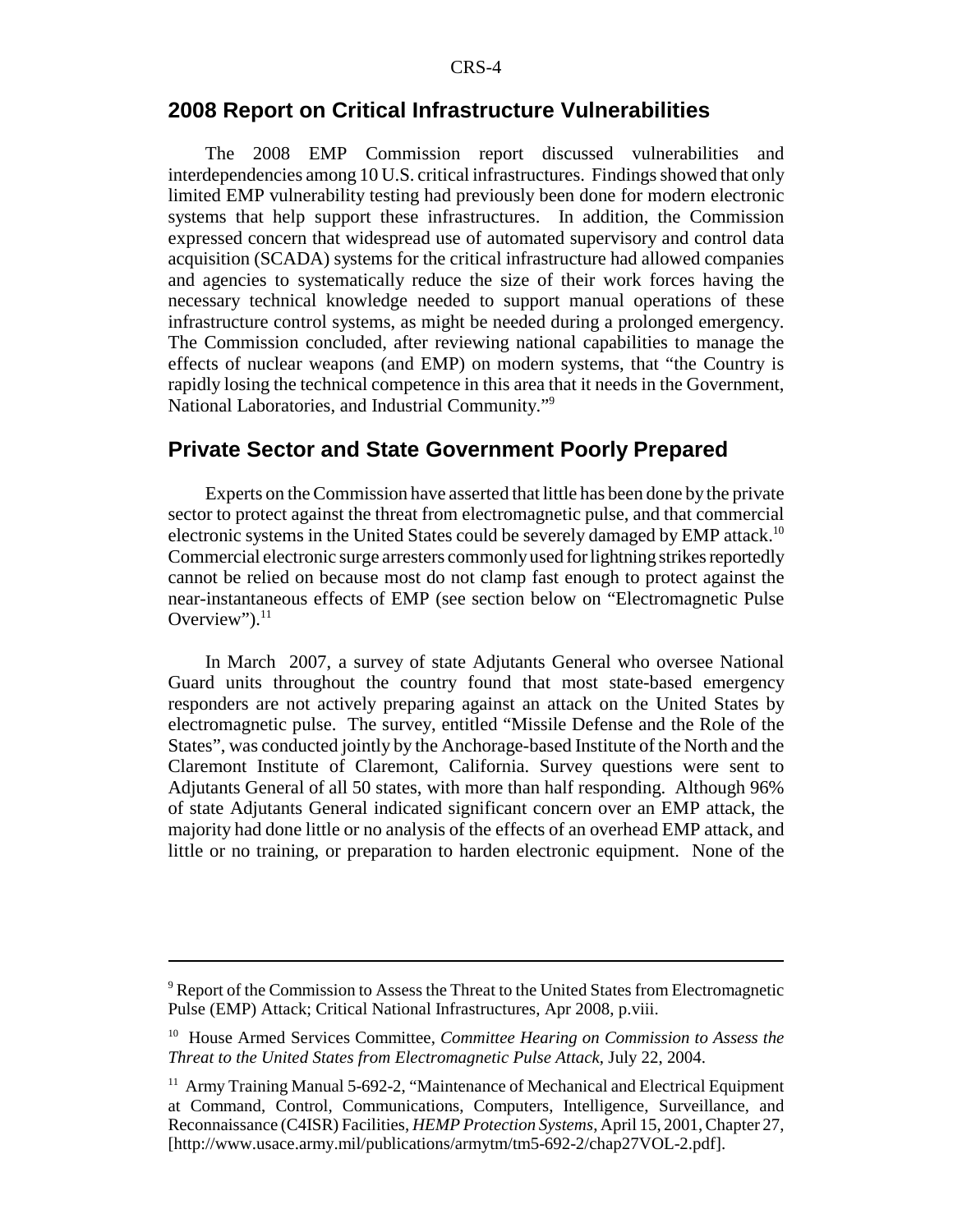## 2008 Report on Critical Infrastructure Vulnerabilities

The 2008 EMP Commission report discussed vulnerabilities and interdependencies among 10 U.S. critical infrastructures. Findings showed that only limited EMP vulnerability testing had previously been done for modern electronic systems that help support these infrastructures. In addition, the Commission expressed concern that widespread use of automated supervisory and control data acquisition (SCADA) systems for the critical infrastructure had allowed companies and agencies to systematically reduce the size of their work forces having the necessary technical knowledge needed to support manual operations of these infrastructure control systems, as might be needed during a prolonged emergency. The Commission concluded, after reviewing national capabilities to manage the effects of nuclear weapons (and EMP) on modern systems, that "the Country is rapidly losing the technical competence in this area that it needs in the Government, National Laboratories, and Industrial Community."[9]

## Private Sector and State Government Poorly Prepared

Experts on the Commission have asserted that little has been done by the private sector to protect against the threat from electromagnetic pulse, and that commercial electronic systems in the United States could be severely damaged by EMP attack.[10] Commercial electronic surge arresters commonly used for lightning strikes reportedly cannot be relied on because most do not clamp fast enough to protect against the near-instantaneous effects of EMP (see section below on "Electromagnetic Pulse Overview").[11]

In March 2007, a survey of state Adjutants General who oversee National Guard units throughout the country found that most state-based emergency responders are not actively preparing against an attack on the United States by electromagnetic pulse. The survey, entitled "Missile Defense and the Role of the States", was conducted jointly by the Anchorage-based Institute of the North and the Claremont Institute of Claremont, California. Survey questions were sent to Adjutants General of all 50 states, with more than half responding. Although 96% of state Adjutants General indicated significant concern over an EMP attack, the majority had done little or no analysis of the effects of an overhead EMP attack, and little or no training, or preparation to harden electronic equipment. None of the

---

[9] Report of the Commission to Assess the Threat to the United States from Electromagnetic Pulse (EMP) Attack; Critical National Infrastructures, Apr 2008, p.viii.

[10] House Armed Services Committee, *Committee Hearing on Commission to Assess the Threat to the United States from Electromagnetic Pulse Attack*, July 22, 2004.

[11] Army Training Manual 5-692-2, "Maintenance of Mechanical and Electrical Equipment at Command, Control, Communications, Computers, Intelligence, Surveillance, and Reconnaissance (C4ISR) Facilities, *HEMP Protection Systems*, April 15, 2001, Chapter 27, [http://www.usace.army.mil/publications/armytm/tm5-692-2/chap27VOL-2.pdf].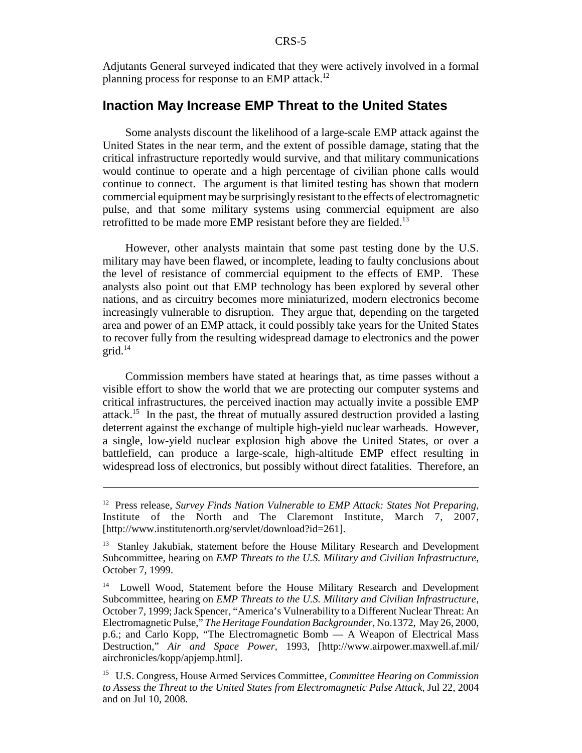Adjutants General surveyed indicated that they were actively involved in a formal planning process for response to an EMP attack.[12]

## Inaction May Increase EMP Threat to the United States

Some analysts discount the likelihood of a large-scale EMP attack against the United States in the near term, and the extent of possible damage, stating that the critical infrastructure reportedly would survive, and that military communications would continue to operate and a high percentage of civilian phone calls would continue to connect. The argument is that limited testing has shown that modern commercial equipment may be surprisingly resistant to the effects of electromagnetic pulse, and that some military systems using commercial equipment are also retrofitted to be made more EMP resistant before they are fielded.[13]

However, other analysts maintain that some past testing done by the U.S. military may have been flawed, or incomplete, leading to faulty conclusions about the level of resistance of commercial equipment to the effects of EMP. These analysts also point out that EMP technology has been explored by several other nations, and as circuitry becomes more miniaturized, modern electronics become increasingly vulnerable to disruption. They argue that, depending on the targeted area and power of an EMP attack, it could possibly take years for the United States to recover fully from the resulting widespread damage to electronics and the power grid.[14]

Commission members have stated at hearings that, as time passes without a visible effort to show the world that we are protecting our computer systems and critical infrastructures, the perceived inaction may actually invite a possible EMP attack.[15] In the past, the threat of mutually assured destruction provided a lasting deterrent against the exchange of multiple high-yield nuclear warheads. However, a single, low-yield nuclear explosion high above the United States, or over a battlefield, can produce a large-scale, high-altitude EMP effect resulting in widespread loss of electronics, but possibly without direct fatalities. Therefore, an

---

[12] Press release, *Survey Finds Nation Vulnerable to EMP Attack: States Not Preparing*, Institute of the North and The Claremont Institute, March 7, 2007, [http://www.institutenorth.org/servlet/download?id=261].

[13] Stanley Jakubiak, statement before the House Military Research and Development Subcommittee, hearing on *EMP Threats to the U.S. Military and Civilian Infrastructure*, October 7, 1999.

[14] Lowell Wood, Statement before the House Military Research and Development Subcommittee, hearing on *EMP Threats to the U.S. Military and Civilian Infrastructure*, October 7, 1999; Jack Spencer, "America's Vulnerability to a Different Nuclear Threat: An Electromagnetic Pulse," *The Heritage Foundation Backgrounder*, No.1372, May 26, 2000, p.6.; and Carlo Kopp, "The Electromagnetic Bomb — A Weapon of Electrical Mass Destruction," *Air and Space Power*, 1993, [http://www.airpower.maxwell.af.mil/airchronicles/kopp/apjemp.html].

[15] U.S. Congress, House Armed Services Committee, *Committee Hearing on Commission to Assess the Threat to the United States from Electromagnetic Pulse Attack*, Jul 22, 2004 and on Jul 10, 2008.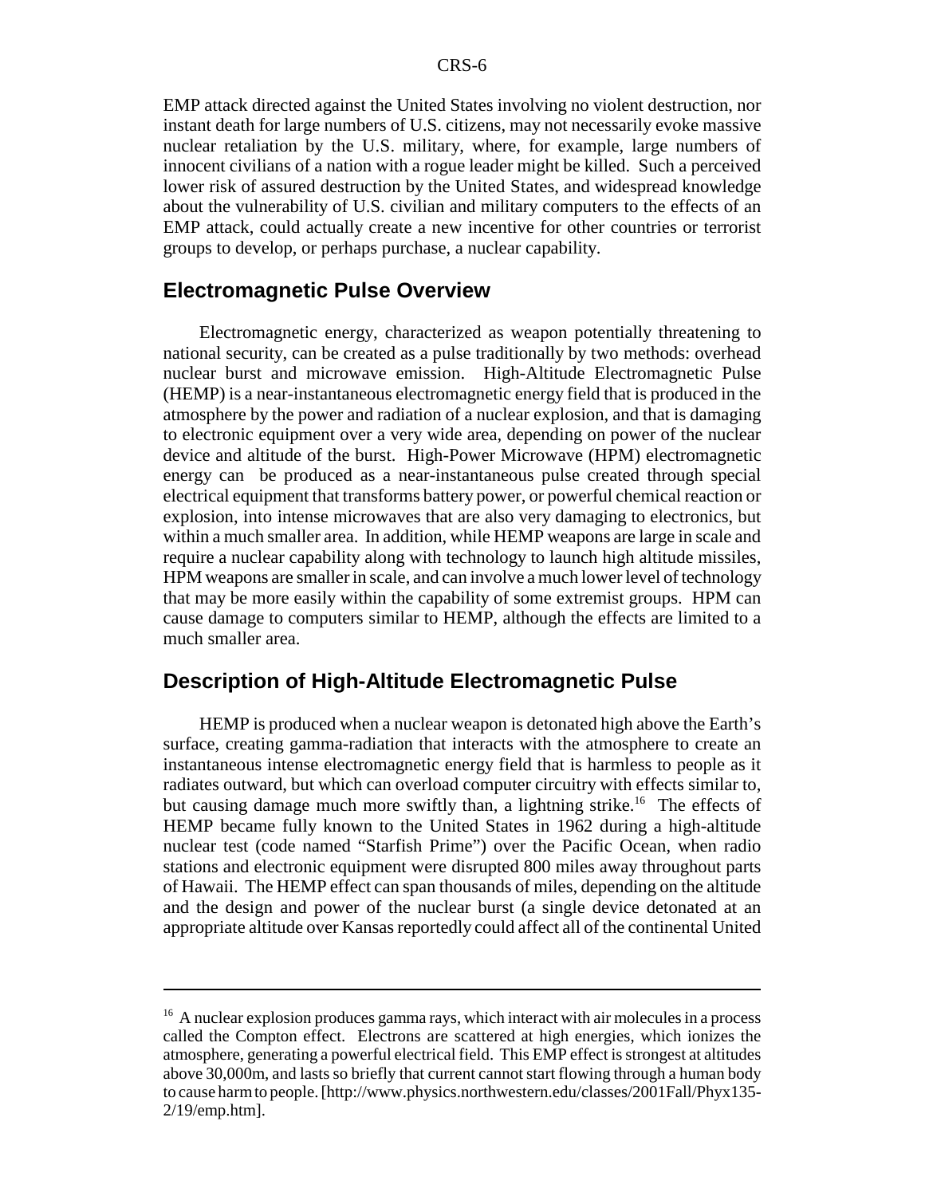EMP attack directed against the United States involving no violent destruction, nor instant death for large numbers of U.S. citizens, may not necessarily evoke massive nuclear retaliation by the U.S. military, where, for example, large numbers of innocent civilians of a nation with a rogue leader might be killed. Such a perceived lower risk of assured destruction by the United States, and widespread knowledge about the vulnerability of U.S. civilian and military computers to the effects of an EMP attack, could actually create a new incentive for other countries or terrorist groups to develop, or perhaps purchase, a nuclear capability.

## Electromagnetic Pulse Overview

Electromagnetic energy, characterized as weapon potentially threatening to national security, can be created as a pulse traditionally by two methods: overhead nuclear burst and microwave emission. High-Altitude Electromagnetic Pulse (HEMP) is a near-instantaneous electromagnetic energy field that is produced in the atmosphere by the power and radiation of a nuclear explosion, and that is damaging to electronic equipment over a very wide area, depending on power of the nuclear device and altitude of the burst. High-Power Microwave (HPM) electromagnetic energy can be produced as a near-instantaneous pulse created through special electrical equipment that transforms battery power, or powerful chemical reaction or explosion, into intense microwaves that are also very damaging to electronics, but within a much smaller area. In addition, while HEMP weapons are large in scale and require a nuclear capability along with technology to launch high altitude missiles, HPM weapons are smaller in scale, and can involve a much lower level of technology that may be more easily within the capability of some extremist groups. HPM can cause damage to computers similar to HEMP, although the effects are limited to a much smaller area.

## Description of High-Altitude Electromagnetic Pulse

HEMP is produced when a nuclear weapon is detonated high above the Earth's surface, creating gamma-radiation that interacts with the atmosphere to create an instantaneous intense electromagnetic energy field that is harmless to people as it radiates outward, but which can overload computer circuitry with effects similar to, but causing damage much more swiftly than, a lightning strike.[16] The effects of HEMP became fully known to the United States in 1962 during a high-altitude nuclear test (code named "Starfish Prime") over the Pacific Ocean, when radio stations and electronic equipment were disrupted 800 miles away throughout parts of Hawaii. The HEMP effect can span thousands of miles, depending on the altitude and the design and power of the nuclear burst (a single device detonated at an appropriate altitude over Kansas reportedly could affect all of the continental United

---

[16] A nuclear explosion produces gamma rays, which interact with air molecules in a process called the Compton effect. Electrons are scattered at high energies, which ionizes the atmosphere, generating a powerful electrical field. This EMP effect is strongest at altitudes above 30,000m, and lasts so briefly that current cannot start flowing through a human body to cause harm to people. [http://www.physics.northwestern.edu/classes/2001Fall/Phyx135-2/19/emp.htm].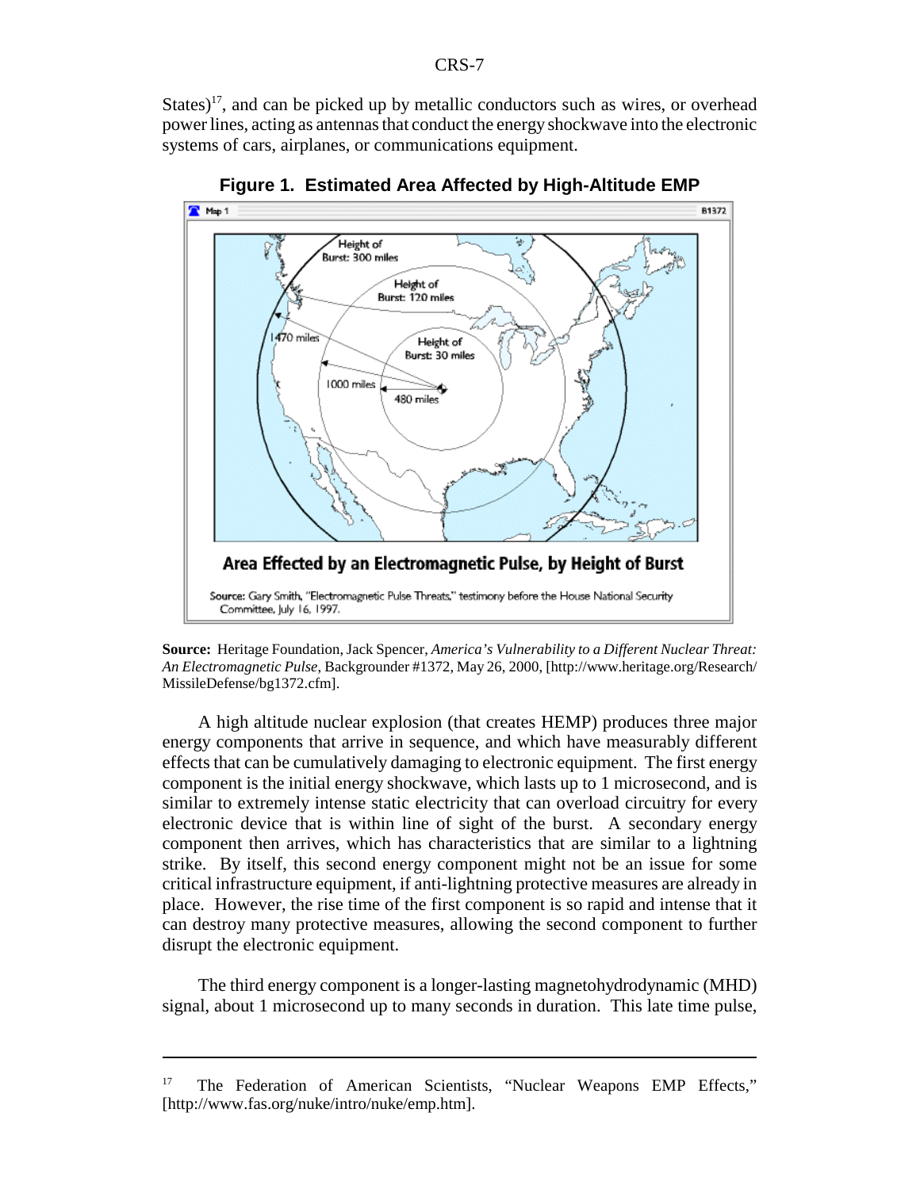States)[17], and can be picked up by metallic conductors such as wires, or overhead power lines, acting as antennas that conduct the energy shockwave into the electronic systems of cars, airplanes, or communications equipment.

**Figure 1. Estimated Area Affected by High-Altitude EMP**

Area Effected by an Electromagnetic Pulse, by Height of Burst

Source: Gary Smith, "Electromagnetic Pulse Threats," testimony before the House National Security Committee, July 16, 1997.

**Source:** Heritage Foundation, Jack Spencer, *America's Vulnerability to a Different Nuclear Threat: An Electromagnetic Pulse*, Backgrounder #1372, May 26, 2000, [http://www.heritage.org/Research/MissileDefense/bg1372.cfm].

A high altitude nuclear explosion (that creates HEMP) produces three major energy components that arrive in sequence, and which have measurably different effects that can be cumulatively damaging to electronic equipment. The first energy component is the initial energy shockwave, which lasts up to 1 microsecond, and is similar to extremely intense static electricity that can overload circuitry for every electronic device that is within line of sight of the burst. A secondary energy component then arrives, which has characteristics that are similar to a lightning strike. By itself, this second energy component might not be an issue for some critical infrastructure equipment, if anti-lightning protective measures are already in place. However, the rise time of the first component is so rapid and intense that it can destroy many protective measures, allowing the second component to further disrupt the electronic equipment.

The third energy component is a longer-lasting magnetohydrodynamic (MHD) signal, about 1 microsecond up to many seconds in duration. This late time pulse,

---

[17] The Federation of American Scientists, "Nuclear Weapons EMP Effects," [http://www.fas.org/nuke/intro/nuke/emp.htm].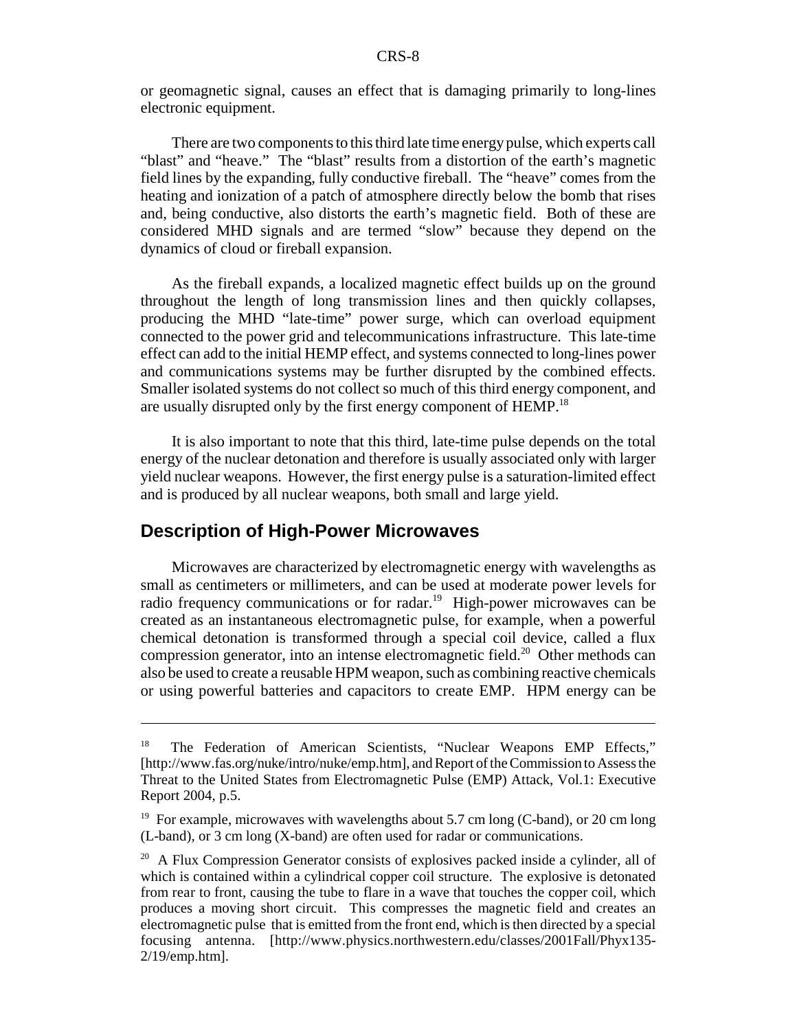or geomagnetic signal, causes an effect that is damaging primarily to long-lines electronic equipment.

There are two components to this third late time energy pulse, which experts call "blast" and "heave." The "blast" results from a distortion of the earth's magnetic field lines by the expanding, fully conductive fireball. The "heave" comes from the heating and ionization of a patch of atmosphere directly below the bomb that rises and, being conductive, also distorts the earth's magnetic field. Both of these are considered MHD signals and are termed "slow" because they depend on the dynamics of cloud or fireball expansion.

As the fireball expands, a localized magnetic effect builds up on the ground throughout the length of long transmission lines and then quickly collapses, producing the MHD "late-time" power surge, which can overload equipment connected to the power grid and telecommunications infrastructure. This late-time effect can add to the initial HEMP effect, and systems connected to long-lines power and communications systems may be further disrupted by the combined effects. Smaller isolated systems do not collect so much of this third energy component, and are usually disrupted only by the first energy component of HEMP.[18]

It is also important to note that this third, late-time pulse depends on the total energy of the nuclear detonation and therefore is usually associated only with larger yield nuclear weapons. However, the first energy pulse is a saturation-limited effect and is produced by all nuclear weapons, both small and large yield.

## Description of High-Power Microwaves

Microwaves are characterized by electromagnetic energy with wavelengths as small as centimeters or millimeters, and can be used at moderate power levels for radio frequency communications or for radar.[19] High-power microwaves can be created as an instantaneous electromagnetic pulse, for example, when a powerful chemical detonation is transformed through a special coil device, called a flux compression generator, into an intense electromagnetic field.[20] Other methods can also be used to create a reusable HPM weapon, such as combining reactive chemicals or using powerful batteries and capacitors to create EMP. HPM energy can be

---

[18] The Federation of American Scientists, "Nuclear Weapons EMP Effects," [http://www.fas.org/nuke/intro/nuke/emp.htm], and Report of the Commission to Assess the Threat to the United States from Electromagnetic Pulse (EMP) Attack, Vol.1: Executive Report 2004, p.5.

[19] For example, microwaves with wavelengths about 5.7 cm long (C-band), or 20 cm long (L-band), or 3 cm long (X-band) are often used for radar or communications.

[20] A Flux Compression Generator consists of explosives packed inside a cylinder, all of which is contained within a cylindrical copper coil structure. The explosive is detonated from rear to front, causing the tube to flare in a wave that touches the copper coil, which produces a moving short circuit. This compresses the magnetic field and creates an electromagnetic pulse that is emitted from the front end, which is then directed by a special focusing antenna. [http://www.physics.northwestern.edu/classes/2001Fall/Phyx135-2/19/emp.htm].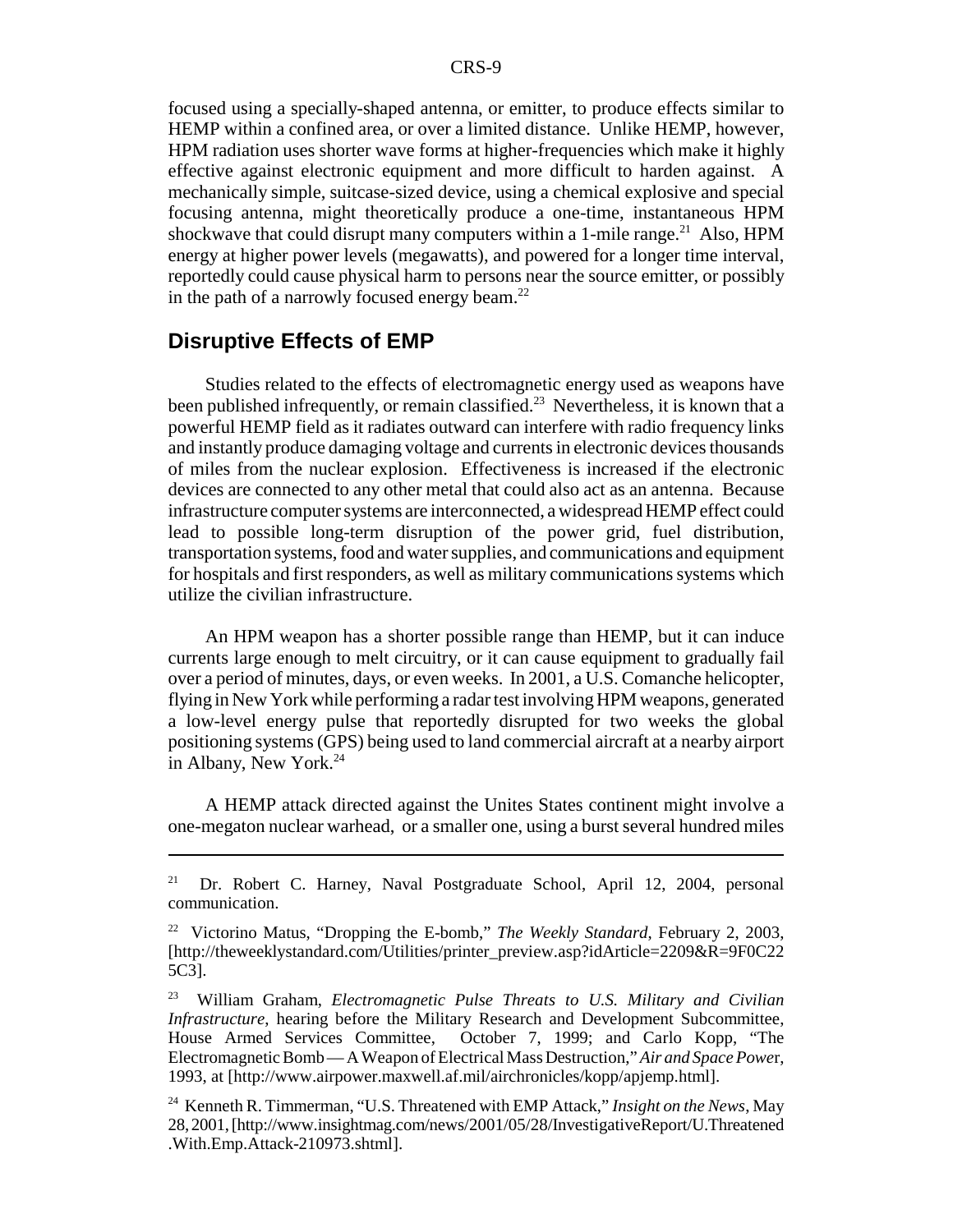focused using a specially-shaped antenna, or emitter, to produce effects similar to HEMP within a confined area, or over a limited distance. Unlike HEMP, however, HPM radiation uses shorter wave forms at higher-frequencies which make it highly effective against electronic equipment and more difficult to harden against. A mechanically simple, suitcase-sized device, using a chemical explosive and special focusing antenna, might theoretically produce a one-time, instantaneous HPM shockwave that could disrupt many computers within a 1-mile range.[21] Also, HPM energy at higher power levels (megawatts), and powered for a longer time interval, reportedly could cause physical harm to persons near the source emitter, or possibly in the path of a narrowly focused energy beam.[22]

## Disruptive Effects of EMP

Studies related to the effects of electromagnetic energy used as weapons have been published infrequently, or remain classified.[23] Nevertheless, it is known that a powerful HEMP field as it radiates outward can interfere with radio frequency links and instantly produce damaging voltage and currents in electronic devices thousands of miles from the nuclear explosion. Effectiveness is increased if the electronic devices are connected to any other metal that could also act as an antenna. Because infrastructure computer systems are interconnected, a widespread HEMP effect could lead to possible long-term disruption of the power grid, fuel distribution, transportation systems, food and water supplies, and communications and equipment for hospitals and first responders, as well as military communications systems which utilize the civilian infrastructure.

An HPM weapon has a shorter possible range than HEMP, but it can induce currents large enough to melt circuitry, or it can cause equipment to gradually fail over a period of minutes, days, or even weeks. In 2001, a U.S. Comanche helicopter, flying in New York while performing a radar test involving HPM weapons, generated a low-level energy pulse that reportedly disrupted for two weeks the global positioning systems (GPS) being used to land commercial aircraft at a nearby airport in Albany, New York.[24]

A HEMP attack directed against the Unites States continent might involve a one-megaton nuclear warhead, or a smaller one, using a burst several hundred miles

---

[21] Dr. Robert C. Harney, Naval Postgraduate School, April 12, 2004, personal communication.

[22] Victorino Matus, "Dropping the E-bomb," *The Weekly Standard*, February 2, 2003, [http://theweeklystandard.com/Utilities/printer_preview.asp?idArticle=2209&R=9F0C225C3].

[23] William Graham, *Electromagnetic Pulse Threats to U.S. Military and Civilian Infrastructure*, hearing before the Military Research and Development Subcommittee, House Armed Services Committee, October 7, 1999; and Carlo Kopp, "The Electromagnetic Bomb — A Weapon of Electrical Mass Destruction," *Air and Space Power*, 1993, at [http://www.airpower.maxwell.af.mil/airchronicles/kopp/apjemp.html].

[24] Kenneth R. Timmerman, "U.S. Threatened with EMP Attack," *Insight on the News*, May 28, 2001, [http://www.insightmag.com/news/2001/05/28/InvestigativeReport/U.Threatened.With.Emp.Attack-210973.shtml].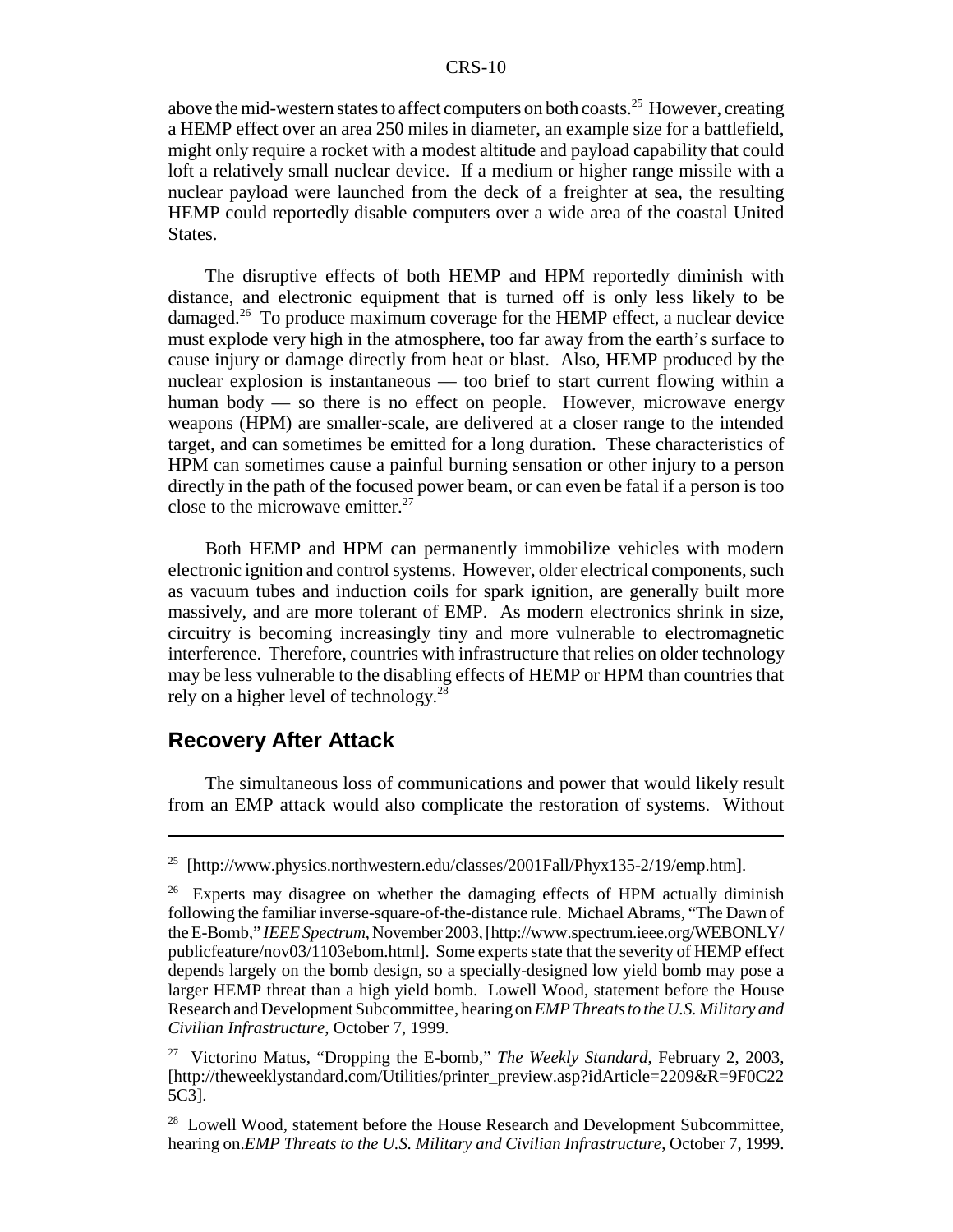above the mid-western states to affect computers on both coasts.[25] However, creating a HEMP effect over an area 250 miles in diameter, an example size for a battlefield, might only require a rocket with a modest altitude and payload capability that could loft a relatively small nuclear device. If a medium or higher range missile with a nuclear payload were launched from the deck of a freighter at sea, the resulting HEMP could reportedly disable computers over a wide area of the coastal United States.

The disruptive effects of both HEMP and HPM reportedly diminish with distance, and electronic equipment that is turned off is only less likely to be damaged.[26] To produce maximum coverage for the HEMP effect, a nuclear device must explode very high in the atmosphere, too far away from the earth's surface to cause injury or damage directly from heat or blast. Also, HEMP produced by the nuclear explosion is instantaneous — too brief to start current flowing within a human body — so there is no effect on people. However, microwave energy weapons (HPM) are smaller-scale, are delivered at a closer range to the intended target, and can sometimes be emitted for a long duration. These characteristics of HPM can sometimes cause a painful burning sensation or other injury to a person directly in the path of the focused power beam, or can even be fatal if a person is too close to the microwave emitter.[27]

Both HEMP and HPM can permanently immobilize vehicles with modern electronic ignition and control systems. However, older electrical components, such as vacuum tubes and induction coils for spark ignition, are generally built more massively, and are more tolerant of EMP. As modern electronics shrink in size, circuitry is becoming increasingly tiny and more vulnerable to electromagnetic interference. Therefore, countries with infrastructure that relies on older technology may be less vulnerable to the disabling effects of HEMP or HPM than countries that rely on a higher level of technology.[28]

## Recovery After Attack

The simultaneous loss of communications and power that would likely result from an EMP attack would also complicate the restoration of systems. Without

---

[25] [http://www.physics.northwestern.edu/classes/2001Fall/Phyx135-2/19/emp.htm].

[26] Experts may disagree on whether the damaging effects of HPM actually diminish following the familiar inverse-square-of-the-distance rule. Michael Abrams, "The Dawn of the E-Bomb," *IEEE Spectrum*, November 2003, [http://www.spectrum.ieee.org/WEBONLY/publicfeature/nov03/1103ebom.html]. Some experts state that the severity of HEMP effect depends largely on the bomb design, so a specially-designed low yield bomb may pose a larger HEMP threat than a high yield bomb. Lowell Wood, statement before the House Research and Development Subcommittee, hearing on *EMP Threats to the U.S. Military and Civilian Infrastructure*, October 7, 1999.

[27] Victorino Matus, "Dropping the E-bomb," *The Weekly Standard*, February 2, 2003, [http://theweeklystandard.com/Utilities/printer_preview.asp?idArticle=2209&R=9F0C225C3].

[28] Lowell Wood, statement before the House Research and Development Subcommittee, hearing on.*EMP Threats to the U.S. Military and Civilian Infrastructure*, October 7, 1999.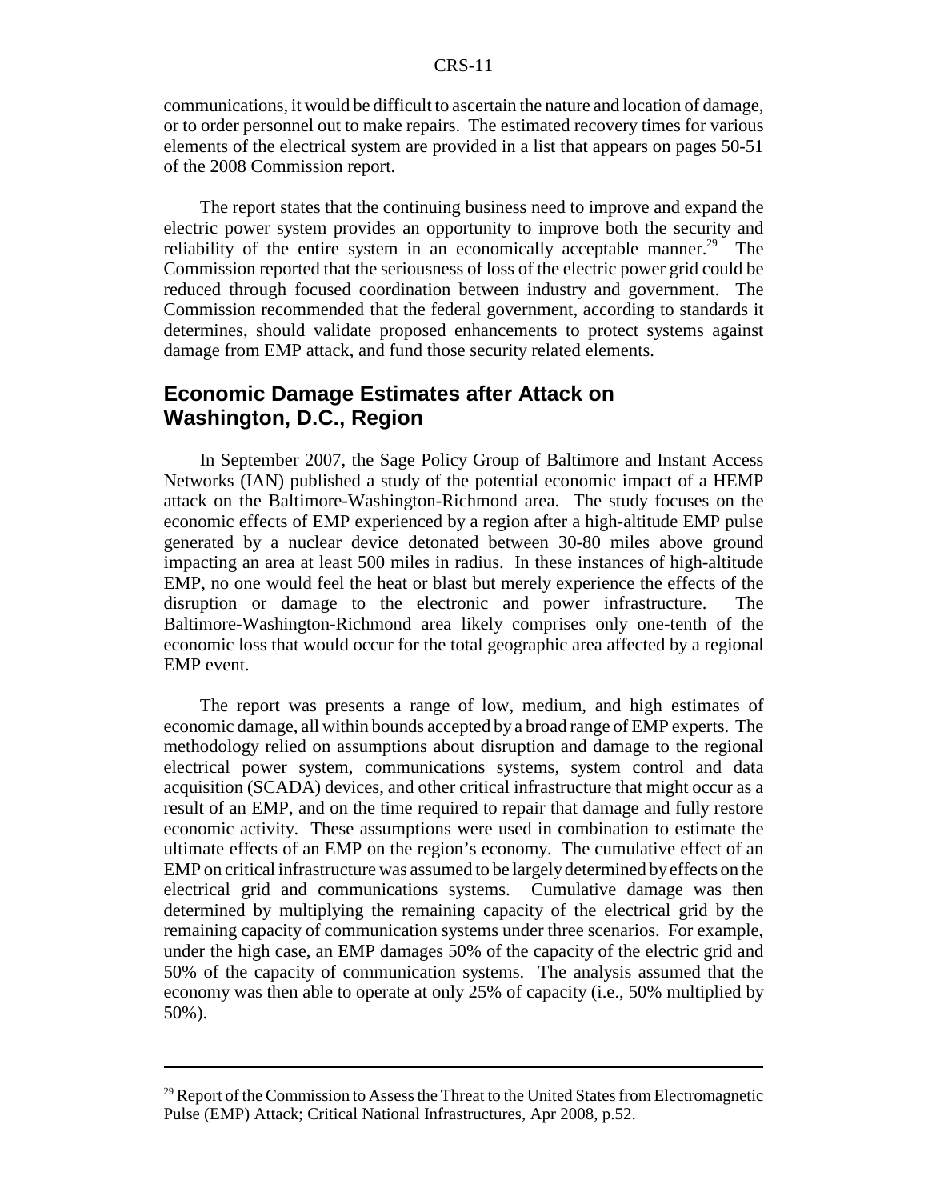communications, it would be difficult to ascertain the nature and location of damage, or to order personnel out to make repairs. The estimated recovery times for various elements of the electrical system are provided in a list that appears on pages 50-51 of the 2008 Commission report.

The report states that the continuing business need to improve and expand the electric power system provides an opportunity to improve both the security and reliability of the entire system in an economically acceptable manner.[29] The Commission reported that the seriousness of loss of the electric power grid could be reduced through focused coordination between industry and government. The Commission recommended that the federal government, according to standards it determines, should validate proposed enhancements to protect systems against damage from EMP attack, and fund those security related elements.

## Economic Damage Estimates after Attack on Washington, D.C., Region

In September 2007, the Sage Policy Group of Baltimore and Instant Access Networks (IAN) published a study of the potential economic impact of a HEMP attack on the Baltimore-Washington-Richmond area. The study focuses on the economic effects of EMP experienced by a region after a high-altitude EMP pulse generated by a nuclear device detonated between 30-80 miles above ground impacting an area at least 500 miles in radius. In these instances of high-altitude EMP, no one would feel the heat or blast but merely experience the effects of the disruption or damage to the electronic and power infrastructure. The Baltimore-Washington-Richmond area likely comprises only one-tenth of the economic loss that would occur for the total geographic area affected by a regional EMP event.

The report was presents a range of low, medium, and high estimates of economic damage, all within bounds accepted by a broad range of EMP experts. The methodology relied on assumptions about disruption and damage to the regional electrical power system, communications systems, system control and data acquisition (SCADA) devices, and other critical infrastructure that might occur as a result of an EMP, and on the time required to repair that damage and fully restore economic activity. These assumptions were used in combination to estimate the ultimate effects of an EMP on the region's economy. The cumulative effect of an EMP on critical infrastructure was assumed to be largely determined by effects on the electrical grid and communications systems. Cumulative damage was then determined by multiplying the remaining capacity of the electrical grid by the remaining capacity of communication systems under three scenarios. For example, under the high case, an EMP damages 50% of the capacity of the electric grid and 50% of the capacity of communication systems. The analysis assumed that the economy was then able to operate at only 25% of capacity (i.e., 50% multiplied by 50%).

---

[29] Report of the Commission to Assess the Threat to the United States from Electromagnetic Pulse (EMP) Attack; Critical National Infrastructures, Apr 2008, p.52.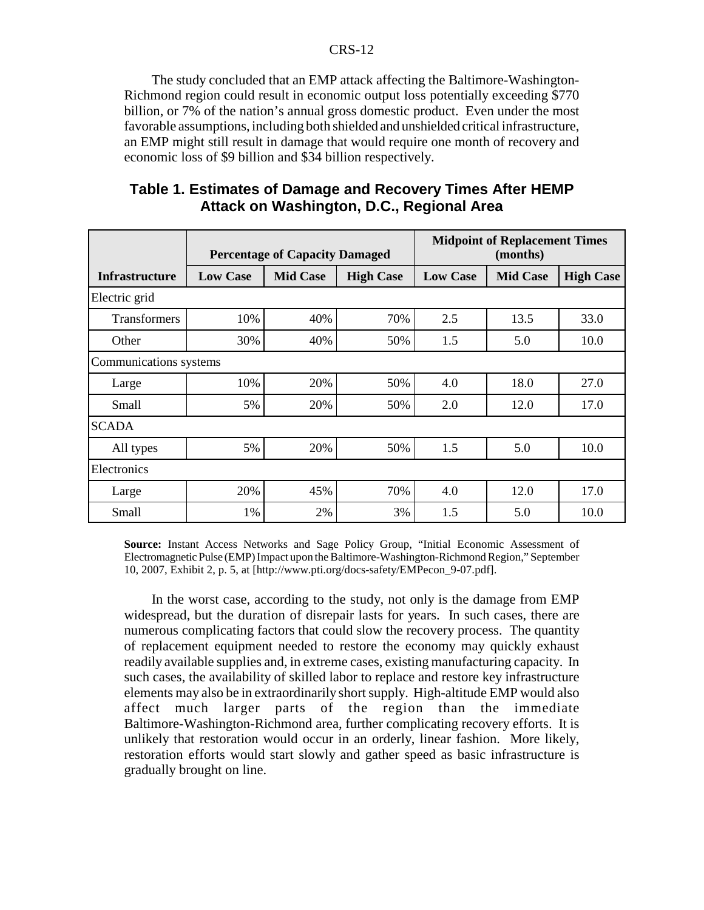The study concluded that an EMP attack affecting the Baltimore-Washington-Richmond region could result in economic output loss potentially exceeding $770 billion, or 7% of the nation's annual gross domestic product. Even under the most favorable assumptions, including both shielded and unshielded critical infrastructure, an EMP might still result in damage that would require one month of recovery and economic loss of $9 billion and $34 billion respectively.

## Table 1. Estimates of Damage and Recovery Times After HEMP Attack on Washington, D.C., Regional Area

| | Percentage of Capacity Damaged | | | Midpoint of Replacement Times (months) | | |
|---|---|---|---|---|---|---|
| **Infrastructure** | **Low Case** | **Mid Case** | **High Case** | **Low Case** | **Mid Case** | **High Case** |
| Electric grid | | | | | | |
| Transformers | 10% | 40% | 70% | 2.5 | 13.5 | 33.0 |
| Other | 30% | 40% | 50% | 1.5 | 5.0 | 10.0 |
| Communications systems | | | | | | |
| Large | 10% | 20% | 50% | 4.0 | 18.0 | 27.0 |
| Small | 5% | 20% | 50% | 2.0 | 12.0 | 17.0 |
| SCADA | | | | | | |
| All types | 5% | 20% | 50% | 1.5 | 5.0 | 10.0 |
| Electronics | | | | | | |
| Large | 20% | 45% | 70% | 4.0 | 12.0 | 17.0 |
| Small | 1% | 2% | 3% | 1.5 | 5.0 | 10.0 |

**Source:** Instant Access Networks and Sage Policy Group, "Initial Economic Assessment of Electromagnetic Pulse (EMP) Impact upon the Baltimore-Washington-Richmond Region," September 10, 2007, Exhibit 2, p. 5, at [http://www.pti.org/docs-safety/EMPecon_9-07.pdf].

In the worst case, according to the study, not only is the damage from EMP widespread, but the duration of disrepair lasts for years. In such cases, there are numerous complicating factors that could slow the recovery process. The quantity of replacement equipment needed to restore the economy may quickly exhaust readily available supplies and, in extreme cases, existing manufacturing capacity. In such cases, the availability of skilled labor to replace and restore key infrastructure elements may also be in extraordinarily short supply. High-altitude EMP would also affect much larger parts of the region than the immediate Baltimore-Washington-Richmond area, further complicating recovery efforts. It is unlikely that restoration would occur in an orderly, linear fashion. More likely, restoration efforts would start slowly and gather speed as basic infrastructure is gradually brought on line.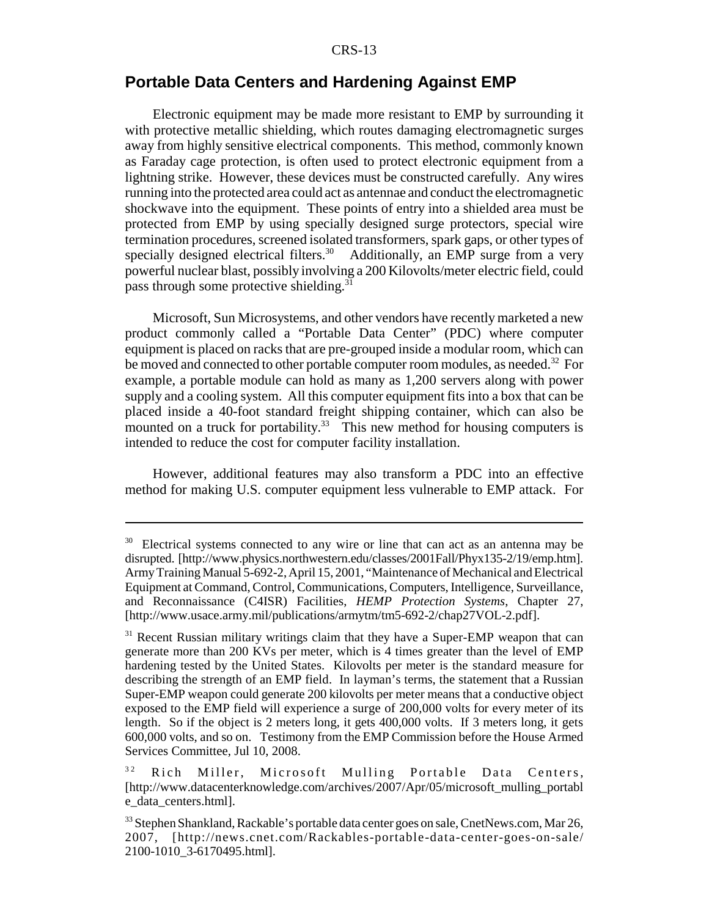## Portable Data Centers and Hardening Against EMP

Electronic equipment may be made more resistant to EMP by surrounding it with protective metallic shielding, which routes damaging electromagnetic surges away from highly sensitive electrical components. This method, commonly known as Faraday cage protection, is often used to protect electronic equipment from a lightning strike. However, these devices must be constructed carefully. Any wires running into the protected area could act as antennae and conduct the electromagnetic shockwave into the equipment. These points of entry into a shielded area must be protected from EMP by using specially designed surge protectors, special wire termination procedures, screened isolated transformers, spark gaps, or other types of specially designed electrical filters.[30] Additionally, an EMP surge from a very powerful nuclear blast, possibly involving a 200 Kilovolts/meter electric field, could pass through some protective shielding.[31]

Microsoft, Sun Microsystems, and other vendors have recently marketed a new product commonly called a "Portable Data Center" (PDC) where computer equipment is placed on racks that are pre-grouped inside a modular room, which can be moved and connected to other portable computer room modules, as needed.[32] For example, a portable module can hold as many as 1,200 servers along with power supply and a cooling system. All this computer equipment fits into a box that can be placed inside a 40-foot standard freight shipping container, which can also be mounted on a truck for portability.[33] This new method for housing computers is intended to reduce the cost for computer facility installation.

However, additional features may also transform a PDC into an effective method for making U.S. computer equipment less vulnerable to EMP attack. For

---

[30] Electrical systems connected to any wire or line that can act as an antenna may be disrupted. [http://www.physics.northwestern.edu/classes/2001Fall/Phyx135-2/19/emp.htm]. Army Training Manual 5-692-2, April 15, 2001, "Maintenance of Mechanical and Electrical Equipment at Command, Control, Communications, Computers, Intelligence, Surveillance, and Reconnaissance (C4ISR) Facilities, *HEMP Protection Systems*, Chapter 27, [http://www.usace.army.mil/publications/armytm/tm5-692-2/chap27VOL-2.pdf].

[31] Recent Russian military writings claim that they have a Super-EMP weapon that can generate more than 200 KVs per meter, which is 4 times greater than the level of EMP hardening tested by the United States. Kilovolts per meter is the standard measure for describing the strength of an EMP field. In layman's terms, the statement that a Russian Super-EMP weapon could generate 200 kilovolts per meter means that a conductive object exposed to the EMP field will experience a surge of 200,000 volts for every meter of its length. So if the object is 2 meters long, it gets 400,000 volts. If 3 meters long, it gets 600,000 volts, and so on. Testimony from the EMP Commission before the House Armed Services Committee, Jul 10, 2008.

[32] Rich Miller, Microsoft Mulling Portable Data Centers, [http://www.datacenterknowledge.com/archives/2007/Apr/05/microsoft_mulling_portable_data_centers.html].

[33] Stephen Shankland, Rackable's portable data center goes on sale, CnetNews.com, Mar 26, 2007, [http://news.cnet.com/Rackables-portable-data-center-goes-on-sale/2100-1010_3-6170495.html].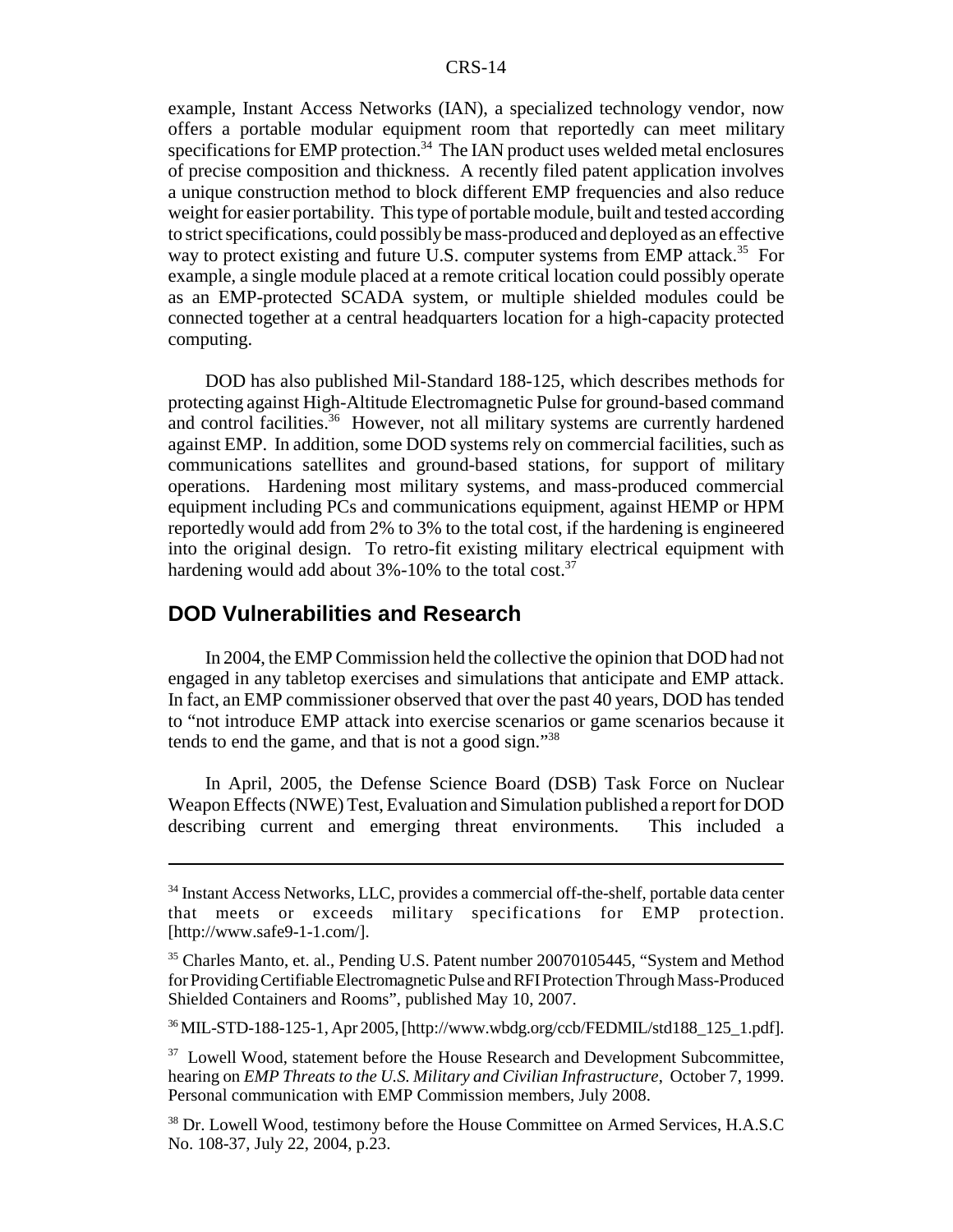example, Instant Access Networks (IAN), a specialized technology vendor, now offers a portable modular equipment room that reportedly can meet military specifications for EMP protection.[34] The IAN product uses welded metal enclosures of precise composition and thickness. A recently filed patent application involves a unique construction method to block different EMP frequencies and also reduce weight for easier portability. This type of portable module, built and tested according to strict specifications, could possibly be mass-produced and deployed as an effective way to protect existing and future U.S. computer systems from EMP attack.[35] For example, a single module placed at a remote critical location could possibly operate as an EMP-protected SCADA system, or multiple shielded modules could be connected together at a central headquarters location for a high-capacity protected computing.

DOD has also published Mil-Standard 188-125, which describes methods for protecting against High-Altitude Electromagnetic Pulse for ground-based command and control facilities.[36] However, not all military systems are currently hardened against EMP. In addition, some DOD systems rely on commercial facilities, such as communications satellites and ground-based stations, for support of military operations. Hardening most military systems, and mass-produced commercial equipment including PCs and communications equipment, against HEMP or HPM reportedly would add from 2% to 3% to the total cost, if the hardening is engineered into the original design. To retro-fit existing military electrical equipment with hardening would add about 3%-10% to the total cost.[37]

## DOD Vulnerabilities and Research

In 2004, the EMP Commission held the collective the opinion that DOD had not engaged in any tabletop exercises and simulations that anticipate and EMP attack. In fact, an EMP commissioner observed that over the past 40 years, DOD has tended to "not introduce EMP attack into exercise scenarios or game scenarios because it tends to end the game, and that is not a good sign."[38]

In April, 2005, the Defense Science Board (DSB) Task Force on Nuclear Weapon Effects (NWE) Test, Evaluation and Simulation published a report for DOD describing current and emerging threat environments. This included a

---

[34] Instant Access Networks, LLC, provides a commercial off-the-shelf, portable data center that meets or exceeds military specifications for EMP protection. [http://www.safe9-1-1.com/].

[35] Charles Manto, et. al., Pending U.S. Patent number 20070105445, "System and Method for Providing Certifiable Electromagnetic Pulse and RFI Protection Through Mass-Produced Shielded Containers and Rooms", published May 10, 2007.

[36] MIL-STD-188-125-1, Apr 2005, [http://www.wbdg.org/ccb/FEDMIL/std188_125_1.pdf].

[37] Lowell Wood, statement before the House Research and Development Subcommittee, hearing on *EMP Threats to the U.S. Military and Civilian Infrastructure*, October 7, 1999. Personal communication with EMP Commission members, July 2008.

[38] Dr. Lowell Wood, testimony before the House Committee on Armed Services, H.A.S.C No. 108-37, July 22, 2004, p.23.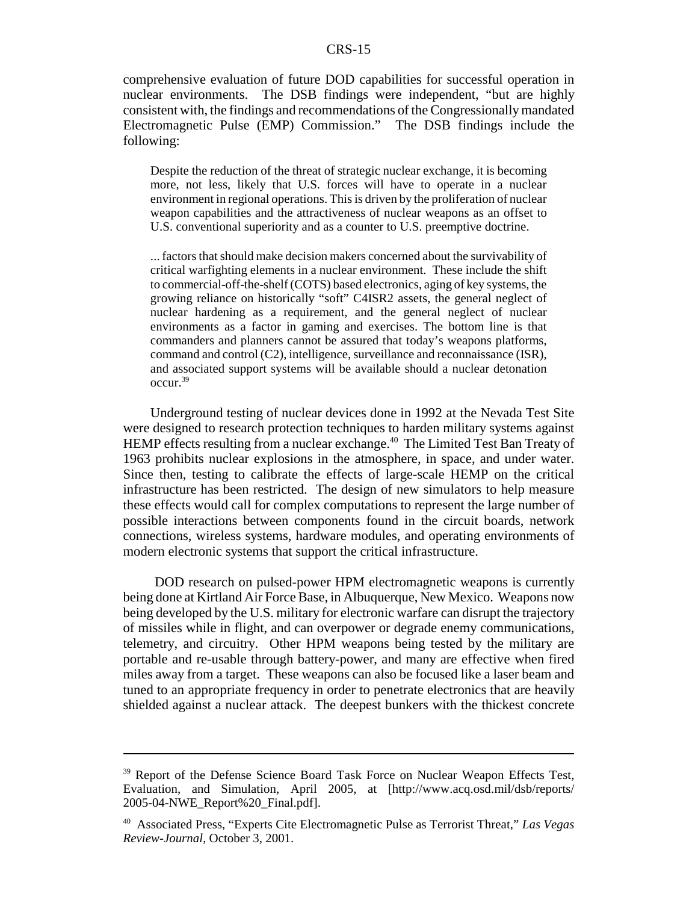comprehensive evaluation of future DOD capabilities for successful operation in nuclear environments. The DSB findings were independent, "but are highly consistent with, the findings and recommendations of the Congressionally mandated Electromagnetic Pulse (EMP) Commission." The DSB findings include the following:

> Despite the reduction of the threat of strategic nuclear exchange, it is becoming more, not less, likely that U.S. forces will have to operate in a nuclear environment in regional operations. This is driven by the proliferation of nuclear weapon capabilities and the attractiveness of nuclear weapons as an offset to U.S. conventional superiority and as a counter to U.S. preemptive doctrine.
>
> ... factors that should make decision makers concerned about the survivability of critical warfighting elements in a nuclear environment. These include the shift to commercial-off-the-shelf (COTS) based electronics, aging of key systems, the growing reliance on historically "soft" C4ISR2 assets, the general neglect of nuclear hardening as a requirement, and the general neglect of nuclear environments as a factor in gaming and exercises. The bottom line is that commanders and planners cannot be assured that today's weapons platforms, command and control (C2), intelligence, surveillance and reconnaissance (ISR), and associated support systems will be available should a nuclear detonation occur.[39]

Underground testing of nuclear devices done in 1992 at the Nevada Test Site were designed to research protection techniques to harden military systems against HEMP effects resulting from a nuclear exchange.[40] The Limited Test Ban Treaty of 1963 prohibits nuclear explosions in the atmosphere, in space, and under water. Since then, testing to calibrate the effects of large-scale HEMP on the critical infrastructure has been restricted. The design of new simulators to help measure these effects would call for complex computations to represent the large number of possible interactions between components found in the circuit boards, network connections, wireless systems, hardware modules, and operating environments of modern electronic systems that support the critical infrastructure.

DOD research on pulsed-power HPM electromagnetic weapons is currently being done at Kirtland Air Force Base, in Albuquerque, New Mexico. Weapons now being developed by the U.S. military for electronic warfare can disrupt the trajectory of missiles while in flight, and can overpower or degrade enemy communications, telemetry, and circuitry. Other HPM weapons being tested by the military are portable and re-usable through battery-power, and many are effective when fired miles away from a target. These weapons can also be focused like a laser beam and tuned to an appropriate frequency in order to penetrate electronics that are heavily shielded against a nuclear attack. The deepest bunkers with the thickest concrete

---

[39] Report of the Defense Science Board Task Force on Nuclear Weapon Effects Test, Evaluation, and Simulation, April 2005, at [http://www.acq.osd.mil/dsb/reports/2005-04-NWE_Report%20_Final.pdf].

[40] Associated Press, "Experts Cite Electromagnetic Pulse as Terrorist Threat," *Las Vegas Review-Journal*, October 3, 2001.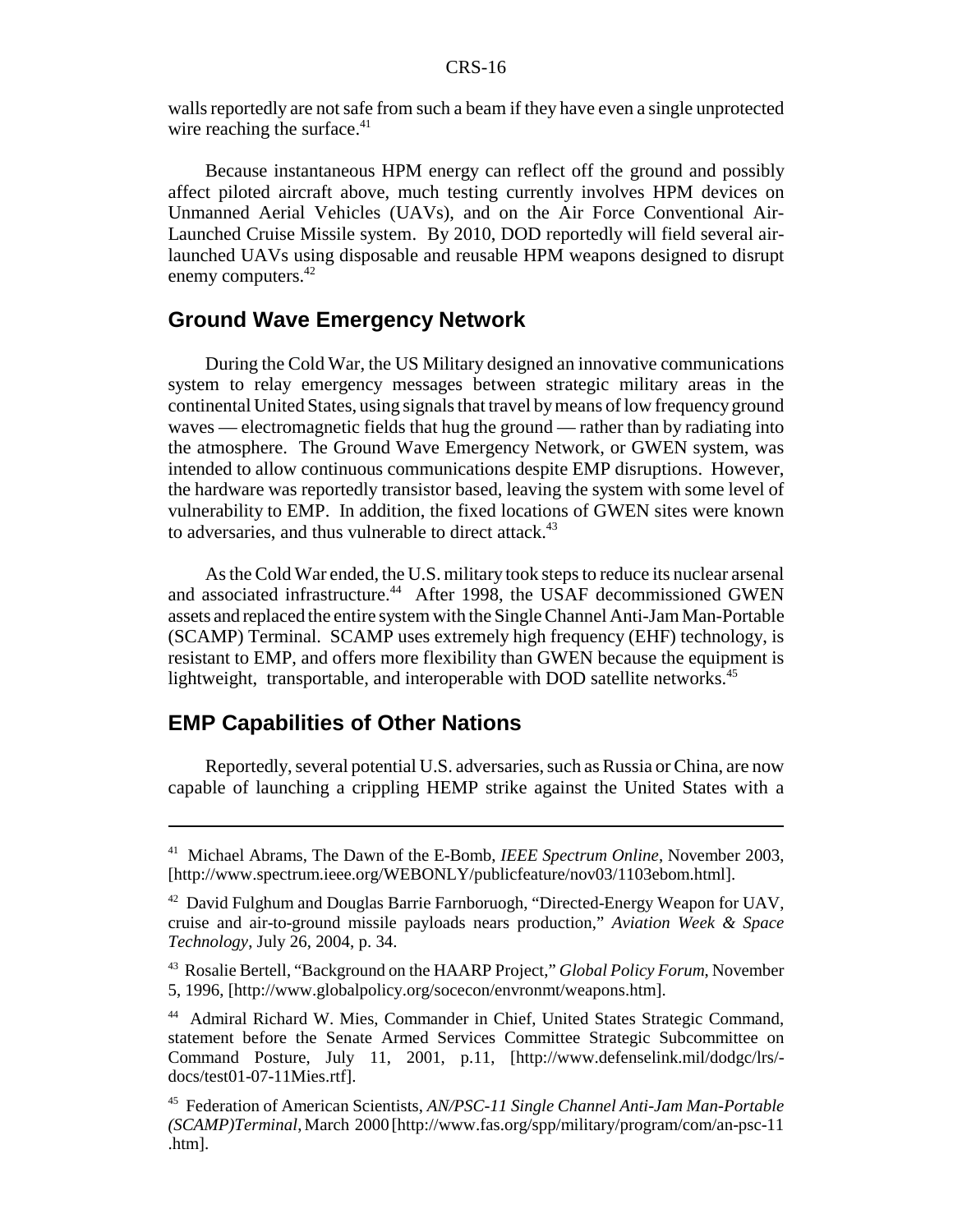walls reportedly are not safe from such a beam if they have even a single unprotected wire reaching the surface.[41]

Because instantaneous HPM energy can reflect off the ground and possibly affect piloted aircraft above, much testing currently involves HPM devices on Unmanned Aerial Vehicles (UAVs), and on the Air Force Conventional Air-Launched Cruise Missile system. By 2010, DOD reportedly will field several air-launched UAVs using disposable and reusable HPM weapons designed to disrupt enemy computers.[42]

## Ground Wave Emergency Network

During the Cold War, the US Military designed an innovative communications system to relay emergency messages between strategic military areas in the continental United States, using signals that travel by means of low frequency ground waves — electromagnetic fields that hug the ground — rather than by radiating into the atmosphere. The Ground Wave Emergency Network, or GWEN system, was intended to allow continuous communications despite EMP disruptions. However, the hardware was reportedly transistor based, leaving the system with some level of vulnerability to EMP. In addition, the fixed locations of GWEN sites were known to adversaries, and thus vulnerable to direct attack.[43]

As the Cold War ended, the U.S. military took steps to reduce its nuclear arsenal and associated infrastructure.[44] After 1998, the USAF decommissioned GWEN assets and replaced the entire system with the Single Channel Anti-Jam Man-Portable (SCAMP) Terminal. SCAMP uses extremely high frequency (EHF) technology, is resistant to EMP, and offers more flexibility than GWEN because the equipment is lightweight, transportable, and interoperable with DOD satellite networks.[45]

## EMP Capabilities of Other Nations

Reportedly, several potential U.S. adversaries, such as Russia or China, are now capable of launching a crippling HEMP strike against the United States with a

---

[41] Michael Abrams, The Dawn of the E-Bomb, *IEEE Spectrum Online*, November 2003, [http://www.spectrum.ieee.org/WEBONLY/publicfeature/nov03/1103ebom.html].

[42] David Fulghum and Douglas Barrie Farnboruogh, "Directed-Energy Weapon for UAV, cruise and air-to-ground missile payloads nears production," *Aviation Week & Space Technology*, July 26, 2004, p. 34.

[43] Rosalie Bertell, "Background on the HAARP Project," *Global Policy Forum*, November 5, 1996, [http://www.globalpolicy.org/socecon/envronmt/weapons.htm].

[44] Admiral Richard W. Mies, Commander in Chief, United States Strategic Command, statement before the Senate Armed Services Committee Strategic Subcommittee on Command Posture, July 11, 2001, p.11, [http://www.defenselink.mil/dodgc/lrs/-docs/test01-07-11Mies.rtf].

[45] Federation of American Scientists, *AN/PSC-11 Single Channel Anti-Jam Man-Portable (SCAMP)Terminal*, March 2000 [http://www.fas.org/spp/military/program/com/an-psc-11 .htm].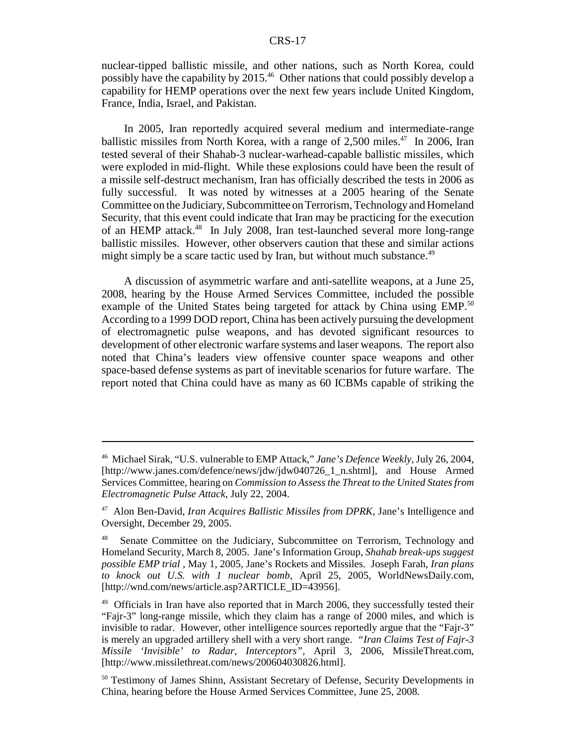nuclear-tipped ballistic missile, and other nations, such as North Korea, could possibly have the capability by 2015.[46] Other nations that could possibly develop a capability for HEMP operations over the next few years include United Kingdom, France, India, Israel, and Pakistan.

In 2005, Iran reportedly acquired several medium and intermediate-range ballistic missiles from North Korea, with a range of 2,500 miles.[47] In 2006, Iran tested several of their Shahab-3 nuclear-warhead-capable ballistic missiles, which were exploded in mid-flight. While these explosions could have been the result of a missile self-destruct mechanism, Iran has officially described the tests in 2006 as fully successful. It was noted by witnesses at a 2005 hearing of the Senate Committee on the Judiciary, Subcommittee on Terrorism, Technology and Homeland Security, that this event could indicate that Iran may be practicing for the execution of an HEMP attack.[48] In July 2008, Iran test-launched several more long-range ballistic missiles. However, other observers caution that these and similar actions might simply be a scare tactic used by Iran, but without much substance.[49]

A discussion of asymmetric warfare and anti-satellite weapons, at a June 25, 2008, hearing by the House Armed Services Committee, included the possible example of the United States being targeted for attack by China using EMP.[50] According to a 1999 DOD report, China has been actively pursuing the development of electromagnetic pulse weapons, and has devoted significant resources to development of other electronic warfare systems and laser weapons. The report also noted that China's leaders view offensive counter space weapons and other space-based defense systems as part of inevitable scenarios for future warfare. The report noted that China could have as many as 60 ICBMs capable of striking the

---

[46] Michael Sirak, "U.S. vulnerable to EMP Attack," *Jane's Defence Weekly*, July 26, 2004, [http://www.janes.com/defence/news/jdw/jdw040726_1_n.shtml], and House Armed Services Committee, hearing on *Commission to Assess the Threat to the United States from Electromagnetic Pulse Attack*, July 22, 2004.

[47] Alon Ben-David, *Iran Acquires Ballistic Missiles from DPRK*, Jane's Intelligence and Oversight, December 29, 2005.

[48] Senate Committee on the Judiciary, Subcommittee on Terrorism, Technology and Homeland Security, March 8, 2005. Jane's Information Group, *Shahab break-ups suggest possible EMP trial* , May 1, 2005, Jane's Rockets and Missiles. Joseph Farah, *Iran plans to knock out U.S. with 1 nuclear bomb*, April 25, 2005, WorldNewsDaily.com, [http://wnd.com/news/article.asp?ARTICLE_ID=43956].

[49] Officials in Iran have also reported that in March 2006, they successfully tested their "Fajr-3" long-range missile, which they claim has a range of 2000 miles, and which is invisible to radar. However, other intelligence sources reportedly argue that the "Fajr-3" is merely an upgraded artillery shell with a very short range. "*Iran Claims Test of Fajr-3 Missile 'Invisible' to Radar, Interceptors"*, April 3, 2006, MissileThreat.com, [http://www.missilethreat.com/news/200604030826.html].

[50] Testimony of James Shinn, Assistant Secretary of Defense, Security Developments in China, hearing before the House Armed Services Committee, June 25, 2008.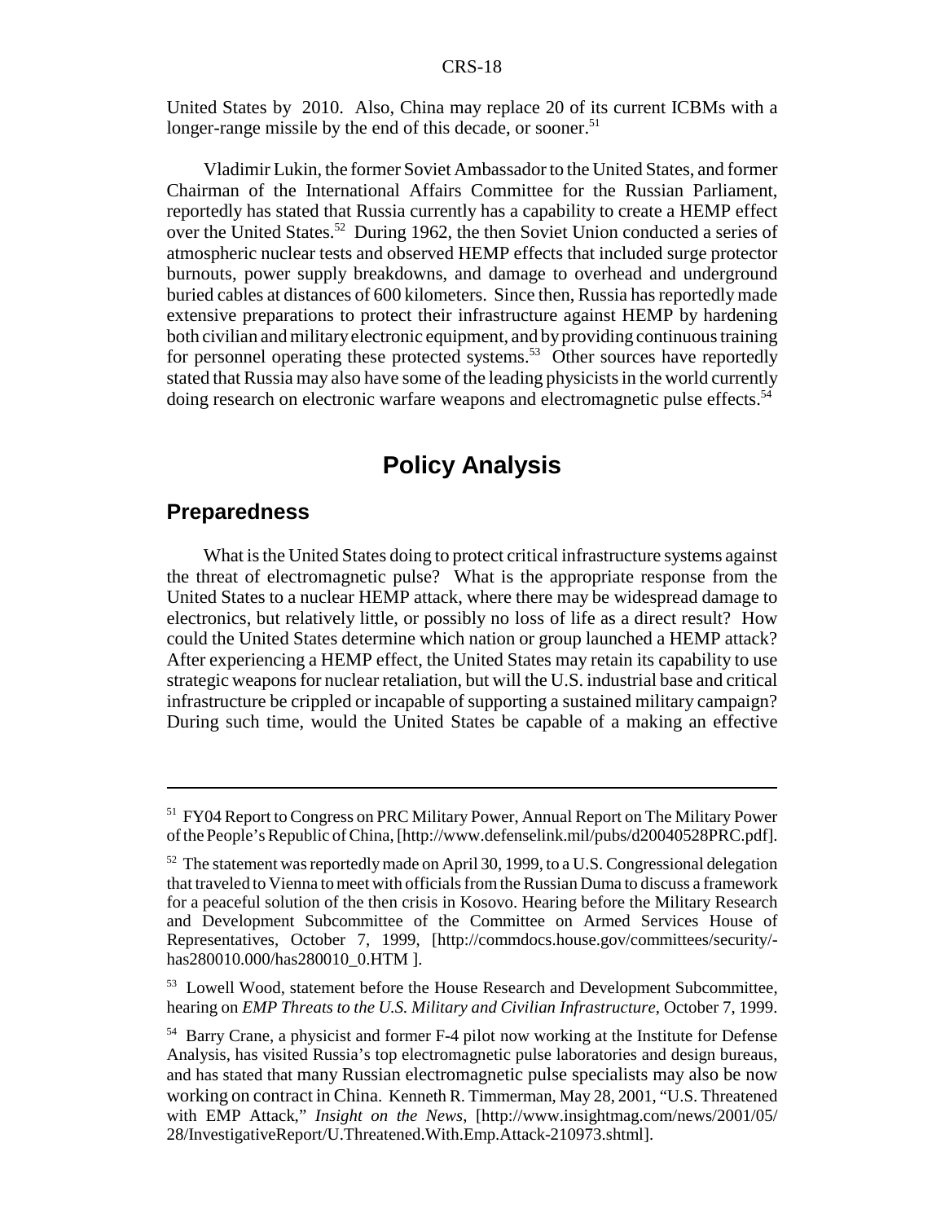United States by 2010. Also, China may replace 20 of its current ICBMs with a longer-range missile by the end of this decade, or sooner.[51]

Vladimir Lukin, the former Soviet Ambassador to the United States, and former Chairman of the International Affairs Committee for the Russian Parliament, reportedly has stated that Russia currently has a capability to create a HEMP effect over the United States.[52] During 1962, the then Soviet Union conducted a series of atmospheric nuclear tests and observed HEMP effects that included surge protector burnouts, power supply breakdowns, and damage to overhead and underground buried cables at distances of 600 kilometers. Since then, Russia has reportedly made extensive preparations to protect their infrastructure against HEMP by hardening both civilian and military electronic equipment, and by providing continuous training for personnel operating these protected systems.[53] Other sources have reportedly stated that Russia may also have some of the leading physicists in the world currently doing research on electronic warfare weapons and electromagnetic pulse effects.[54]

# Policy Analysis

## Preparedness

What is the United States doing to protect critical infrastructure systems against the threat of electromagnetic pulse? What is the appropriate response from the United States to a nuclear HEMP attack, where there may be widespread damage to electronics, but relatively little, or possibly no loss of life as a direct result? How could the United States determine which nation or group launched a HEMP attack? After experiencing a HEMP effect, the United States may retain its capability to use strategic weapons for nuclear retaliation, but will the U.S. industrial base and critical infrastructure be crippled or incapable of supporting a sustained military campaign? During such time, would the United States be capable of a making an effective

---

[51] FY04 Report to Congress on PRC Military Power, Annual Report on The Military Power of the People's Republic of China, [http://www.defenselink.mil/pubs/d20040528PRC.pdf].

[52] The statement was reportedly made on April 30, 1999, to a U.S. Congressional delegation that traveled to Vienna to meet with officials from the Russian Duma to discuss a framework for a peaceful solution of the then crisis in Kosovo. Hearing before the Military Research and Development Subcommittee of the Committee on Armed Services House of Representatives, October 7, 1999, [http://commdocs.house.gov/committees/security/has280010.000/has280010_0.HTM ].

[53] Lowell Wood, statement before the House Research and Development Subcommittee, hearing on *EMP Threats to the U.S. Military and Civilian Infrastructure*, October 7, 1999.

[54] Barry Crane, a physicist and former F-4 pilot now working at the Institute for Defense Analysis, has visited Russia's top electromagnetic pulse laboratories and design bureaus, and has stated that many Russian electromagnetic pulse specialists may also be now working on contract in China. Kenneth R. Timmerman, May 28, 2001, "U.S. Threatened with EMP Attack," *Insight on the News*, [http://www.insightmag.com/news/2001/05/28/InvestigativeReport/U.Threatened.With.Emp.Attack-210973.shtml].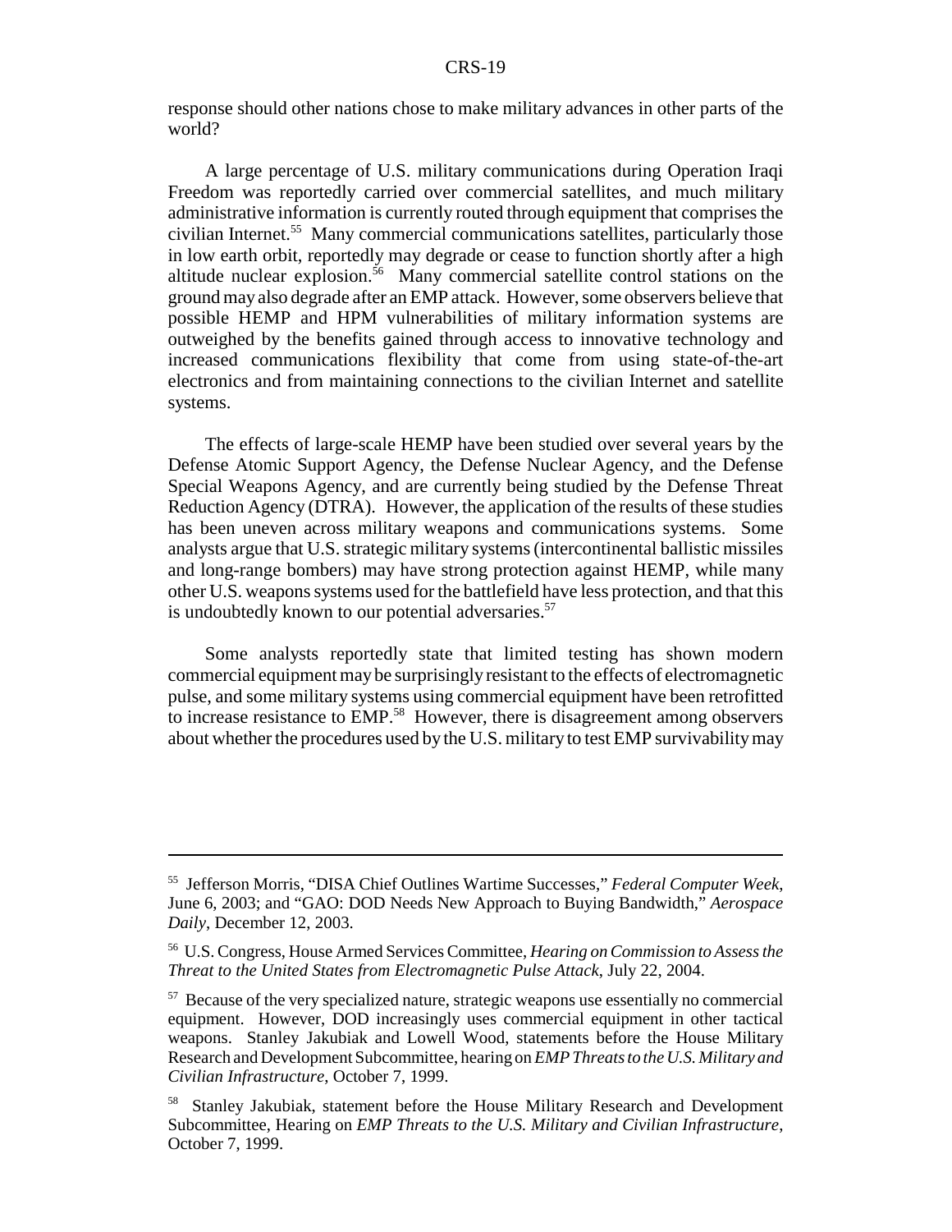response should other nations chose to make military advances in other parts of the world?

A large percentage of U.S. military communications during Operation Iraqi Freedom was reportedly carried over commercial satellites, and much military administrative information is currently routed through equipment that comprises the civilian Internet.[55] Many commercial communications satellites, particularly those in low earth orbit, reportedly may degrade or cease to function shortly after a high altitude nuclear explosion.[56] Many commercial satellite control stations on the ground may also degrade after an EMP attack. However, some observers believe that possible HEMP and HPM vulnerabilities of military information systems are outweighed by the benefits gained through access to innovative technology and increased communications flexibility that come from using state-of-the-art electronics and from maintaining connections to the civilian Internet and satellite systems.

The effects of large-scale HEMP have been studied over several years by the Defense Atomic Support Agency, the Defense Nuclear Agency, and the Defense Special Weapons Agency, and are currently being studied by the Defense Threat Reduction Agency (DTRA). However, the application of the results of these studies has been uneven across military weapons and communications systems. Some analysts argue that U.S. strategic military systems (intercontinental ballistic missiles and long-range bombers) may have strong protection against HEMP, while many other U.S. weapons systems used for the battlefield have less protection, and that this is undoubtedly known to our potential adversaries.[57]

Some analysts reportedly state that limited testing has shown modern commercial equipment may be surprisingly resistant to the effects of electromagnetic pulse, and some military systems using commercial equipment have been retrofitted to increase resistance to EMP.[58] However, there is disagreement among observers about whether the procedures used by the U.S. military to test EMP survivability may

---

[55] Jefferson Morris, "DISA Chief Outlines Wartime Successes," *Federal Computer Week*, June 6, 2003; and "GAO: DOD Needs New Approach to Buying Bandwidth," *Aerospace Daily*, December 12, 2003.

[56] U.S. Congress, House Armed Services Committee, *Hearing on Commission to Assess the Threat to the United States from Electromagnetic Pulse Attack*, July 22, 2004.

[57] Because of the very specialized nature, strategic weapons use essentially no commercial equipment. However, DOD increasingly uses commercial equipment in other tactical weapons. Stanley Jakubiak and Lowell Wood, statements before the House Military Research and Development Subcommittee, hearing on *EMP Threats to the U.S. Military and Civilian Infrastructure*, October 7, 1999.

[58] Stanley Jakubiak, statement before the House Military Research and Development Subcommittee, Hearing on *EMP Threats to the U.S. Military and Civilian Infrastructure*, October 7, 1999.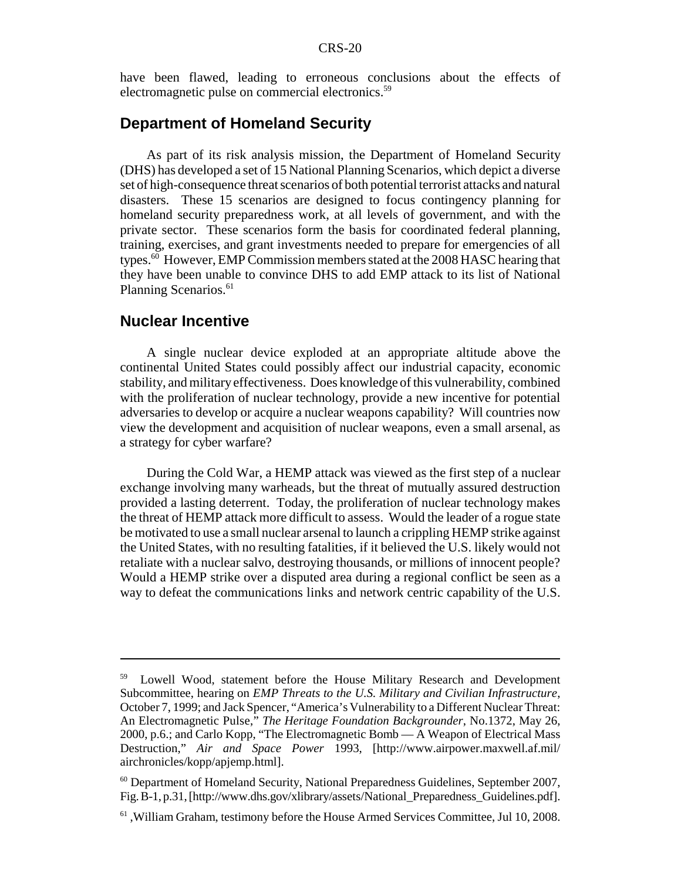have been flawed, leading to erroneous conclusions about the effects of electromagnetic pulse on commercial electronics.[59]

## Department of Homeland Security

As part of its risk analysis mission, the Department of Homeland Security (DHS) has developed a set of 15 National Planning Scenarios, which depict a diverse set of high-consequence threat scenarios of both potential terrorist attacks and natural disasters. These 15 scenarios are designed to focus contingency planning for homeland security preparedness work, at all levels of government, and with the private sector. These scenarios form the basis for coordinated federal planning, training, exercises, and grant investments needed to prepare for emergencies of all types.[60] However, EMP Commission members stated at the 2008 HASC hearing that they have been unable to convince DHS to add EMP attack to its list of National Planning Scenarios.[61]

## Nuclear Incentive

A single nuclear device exploded at an appropriate altitude above the continental United States could possibly affect our industrial capacity, economic stability, and military effectiveness. Does knowledge of this vulnerability, combined with the proliferation of nuclear technology, provide a new incentive for potential adversaries to develop or acquire a nuclear weapons capability? Will countries now view the development and acquisition of nuclear weapons, even a small arsenal, as a strategy for cyber warfare?

During the Cold War, a HEMP attack was viewed as the first step of a nuclear exchange involving many warheads, but the threat of mutually assured destruction provided a lasting deterrent. Today, the proliferation of nuclear technology makes the threat of HEMP attack more difficult to assess. Would the leader of a rogue state be motivated to use a small nuclear arsenal to launch a crippling HEMP strike against the United States, with no resulting fatalities, if it believed the U.S. likely would not retaliate with a nuclear salvo, destroying thousands, or millions of innocent people? Would a HEMP strike over a disputed area during a regional conflict be seen as a way to defeat the communications links and network centric capability of the U.S.

---

[59] Lowell Wood, statement before the House Military Research and Development Subcommittee, hearing on *EMP Threats to the U.S. Military and Civilian Infrastructure*, October 7, 1999; and Jack Spencer, "America's Vulnerability to a Different Nuclear Threat: An Electromagnetic Pulse," *The Heritage Foundation Backgrounder*, No.1372, May 26, 2000, p.6.; and Carlo Kopp, "The Electromagnetic Bomb — A Weapon of Electrical Mass Destruction," *Air and Space Power* 1993, [http://www.airpower.maxwell.af.mil/airchronicles/kopp/apjemp.html].

[60] Department of Homeland Security, National Preparedness Guidelines, September 2007, Fig. B-1, p.31, [http://www.dhs.gov/xlibrary/assets/National_Preparedness_Guidelines.pdf].

[61] ,William Graham, testimony before the House Armed Services Committee, Jul 10, 2008.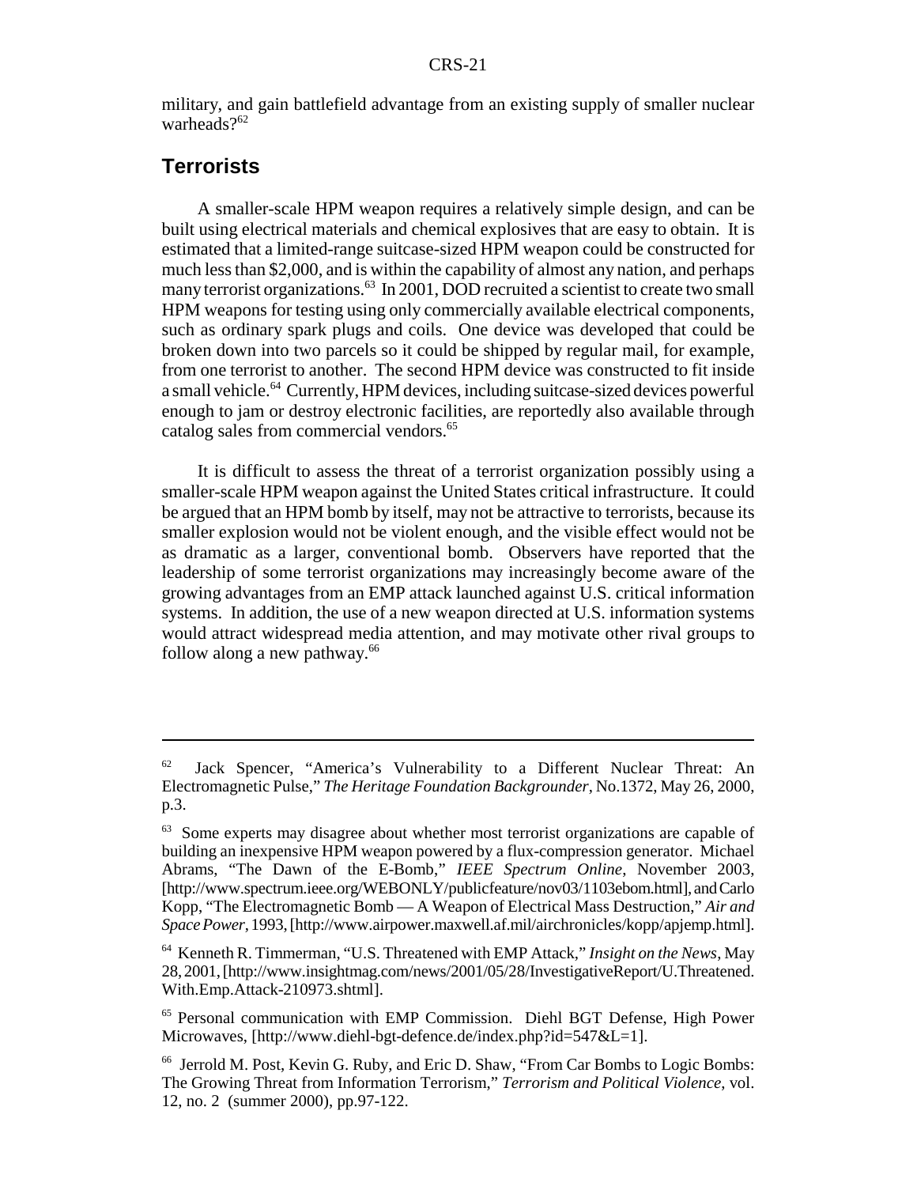military, and gain battlefield advantage from an existing supply of smaller nuclear warheads?[62]

## Terrorists

A smaller-scale HPM weapon requires a relatively simple design, and can be built using electrical materials and chemical explosives that are easy to obtain. It is estimated that a limited-range suitcase-sized HPM weapon could be constructed for much less than $2,000, and is within the capability of almost any nation, and perhaps many terrorist organizations.[63] In 2001, DOD recruited a scientist to create two small HPM weapons for testing using only commercially available electrical components, such as ordinary spark plugs and coils. One device was developed that could be broken down into two parcels so it could be shipped by regular mail, for example, from one terrorist to another. The second HPM device was constructed to fit inside a small vehicle.[64] Currently, HPM devices, including suitcase-sized devices powerful enough to jam or destroy electronic facilities, are reportedly also available through catalog sales from commercial vendors.[65]

It is difficult to assess the threat of a terrorist organization possibly using a smaller-scale HPM weapon against the United States critical infrastructure. It could be argued that an HPM bomb by itself, may not be attractive to terrorists, because its smaller explosion would not be violent enough, and the visible effect would not be as dramatic as a larger, conventional bomb. Observers have reported that the leadership of some terrorist organizations may increasingly become aware of the growing advantages from an EMP attack launched against U.S. critical information systems. In addition, the use of a new weapon directed at U.S. information systems would attract widespread media attention, and may motivate other rival groups to follow along a new pathway.[66]

---

[62] Jack Spencer, "America's Vulnerability to a Different Nuclear Threat: An Electromagnetic Pulse," *The Heritage Foundation Backgrounder*, No.1372, May 26, 2000, p.3.

[63] Some experts may disagree about whether most terrorist organizations are capable of building an inexpensive HPM weapon powered by a flux-compression generator. Michael Abrams, "The Dawn of the E-Bomb," *IEEE Spectrum Online*, November 2003, [http://www.spectrum.ieee.org/WEBONLY/publicfeature/nov03/1103ebom.html], and Carlo Kopp, "The Electromagnetic Bomb — A Weapon of Electrical Mass Destruction," *Air and Space Power*, 1993, [http://www.airpower.maxwell.af.mil/airchronicles/kopp/apjemp.html].

[64] Kenneth R. Timmerman, "U.S. Threatened with EMP Attack," *Insight on the News*, May 28, 2001, [http://www.insightmag.com/news/2001/05/28/InvestigativeReport/U.Threatened.With.Emp.Attack-210973.shtml].

[65] Personal communication with EMP Commission. Diehl BGT Defense, High Power Microwaves, [http://www.diehl-bgt-defence.de/index.php?id=547&L=1].

[66] Jerrold M. Post, Kevin G. Ruby, and Eric D. Shaw, "From Car Bombs to Logic Bombs: The Growing Threat from Information Terrorism," *Terrorism and Political Violence*, vol. 12, no. 2 (summer 2000), pp.97-122.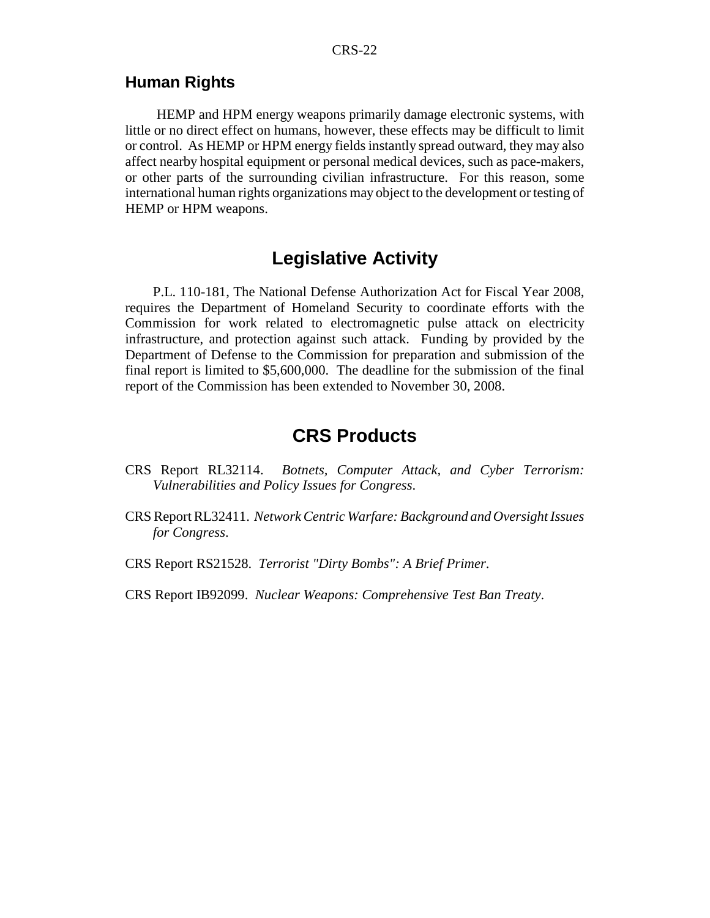### Human Rights

HEMP and HPM energy weapons primarily damage electronic systems, with little or no direct effect on humans, however, these effects may be difficult to limit or control. As HEMP or HPM energy fields instantly spread outward, they may also affect nearby hospital equipment or personal medical devices, such as pace-makers, or other parts of the surrounding civilian infrastructure. For this reason, some international human rights organizations may object to the development or testing of HEMP or HPM weapons.

## Legislative Activity

P.L. 110-181, The National Defense Authorization Act for Fiscal Year 2008, requires the Department of Homeland Security to coordinate efforts with the Commission for work related to electromagnetic pulse attack on electricity infrastructure, and protection against such attack. Funding by provided by the Department of Defense to the Commission for preparation and submission of the final report is limited to $5,600,000. The deadline for the submission of the final report of the Commission has been extended to November 30, 2008.

## CRS Products

CRS Report RL32114. *Botnets, Computer Attack, and Cyber Terrorism: Vulnerabilities and Policy Issues for Congress*.

CRS Report RL32411. *Network Centric Warfare: Background and Oversight Issues for Congress*.

CRS Report RS21528. *Terrorist "Dirty Bombs": A Brief Primer*.

CRS Report IB92099. *Nuclear Weapons: Comprehensive Test Ban Treaty*.